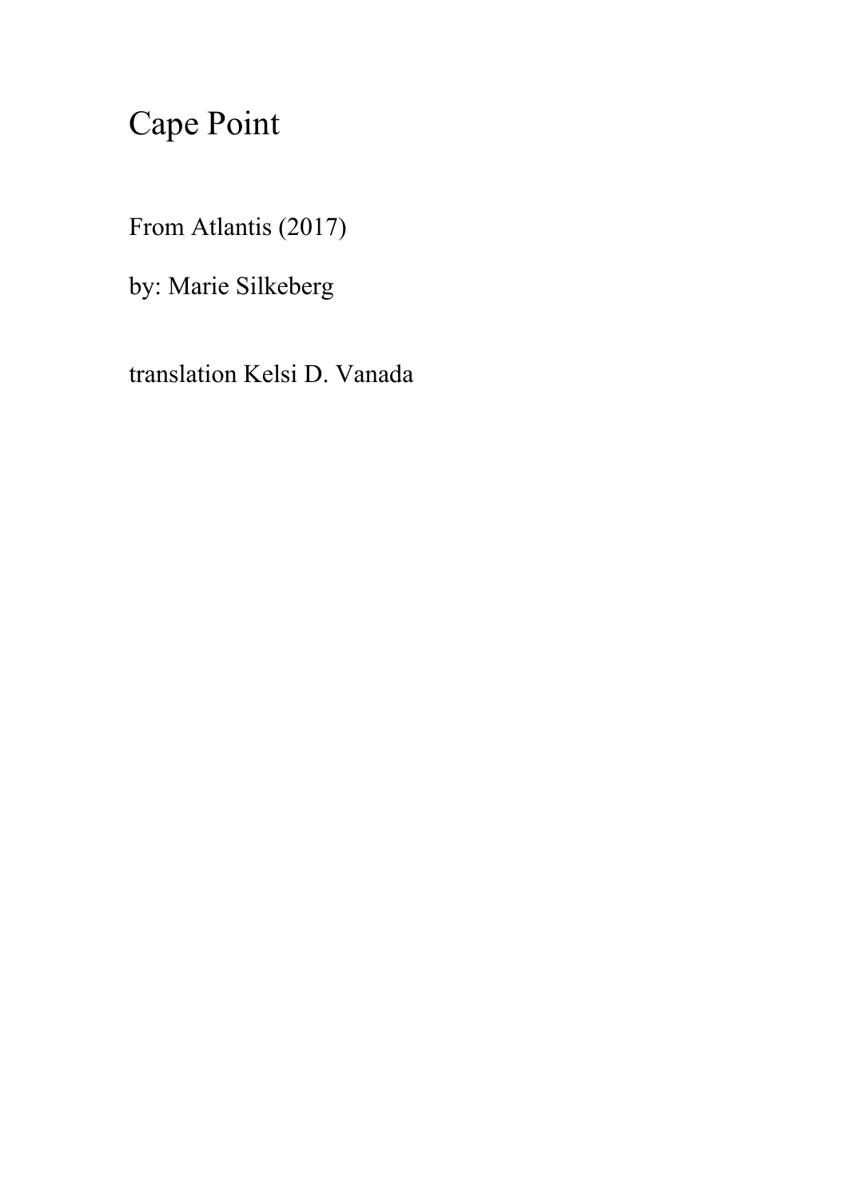# Cape Point

From Atlantis (2017)

by: Marie Silkeberg

translation Kelsi D. Vanada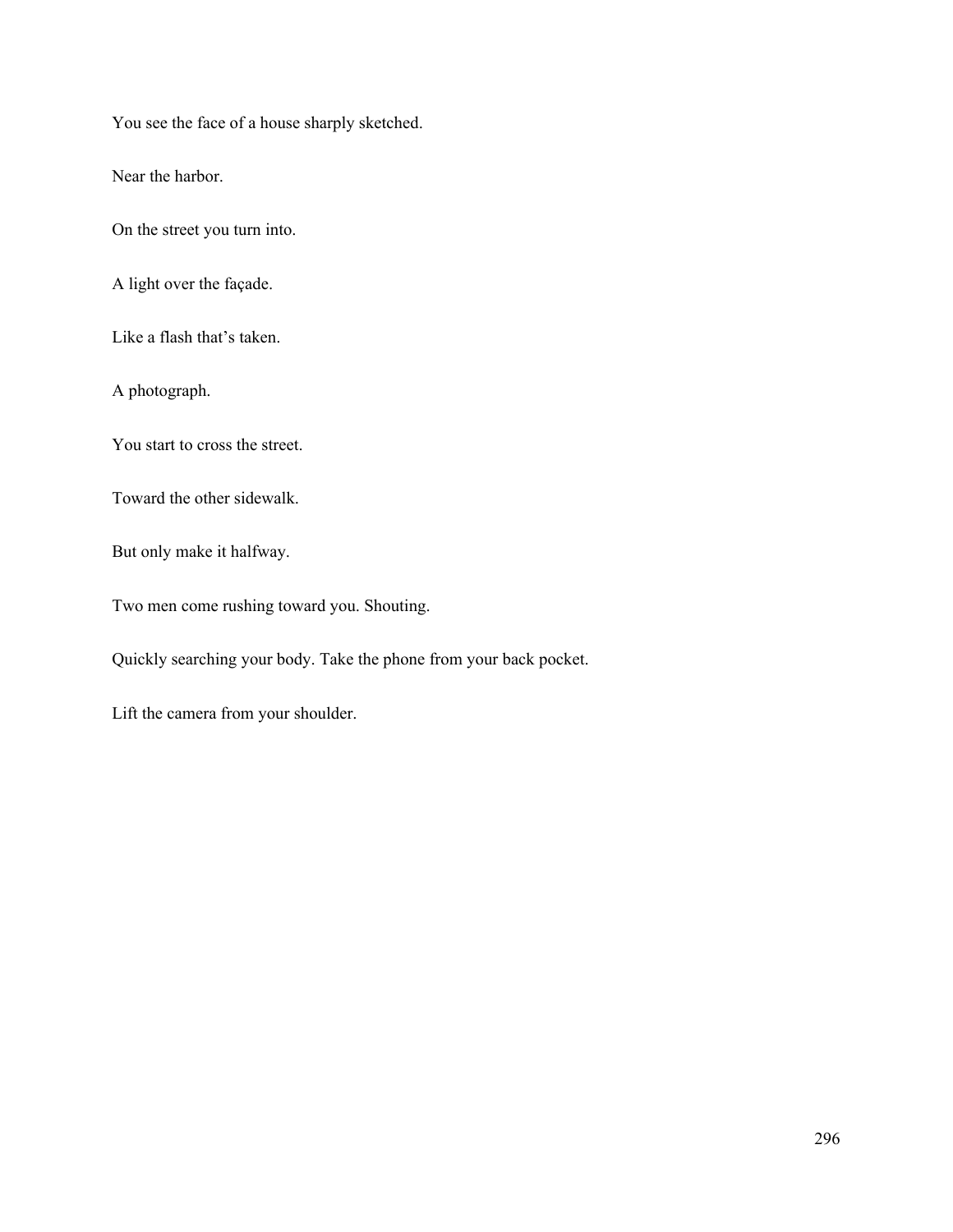You see the face of a house sharply sketched.

Near the harbor.

On the street you turn into.

A light over the façade.

Like a flash that's taken.

A photograph.

You start to cross the street.

Toward the other sidewalk.

But only make it halfway.

Two men come rushing toward you. Shouting.

Quickly searching your body. Take the phone from your back pocket.

Lift the camera from your shoulder.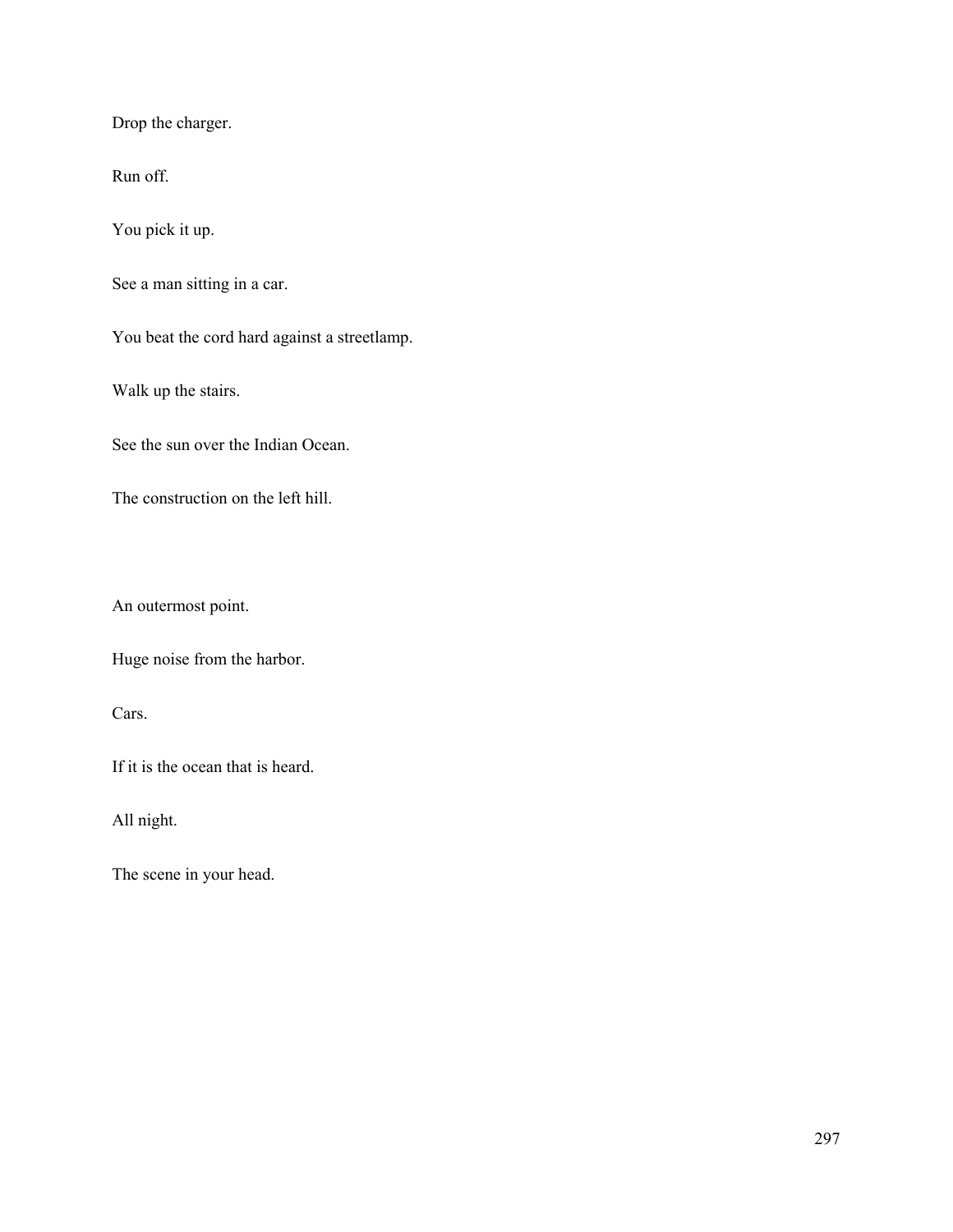Drop the charger.

Run off.

You pick it up.

See a man sitting in a car.

You beat the cord hard against a streetlamp.

Walk up the stairs.

See the sun over the Indian Ocean.

The construction on the left hill.

An outermost point.

Huge noise from the harbor.

Cars.

If it is the ocean that is heard.

All night.

The scene in your head.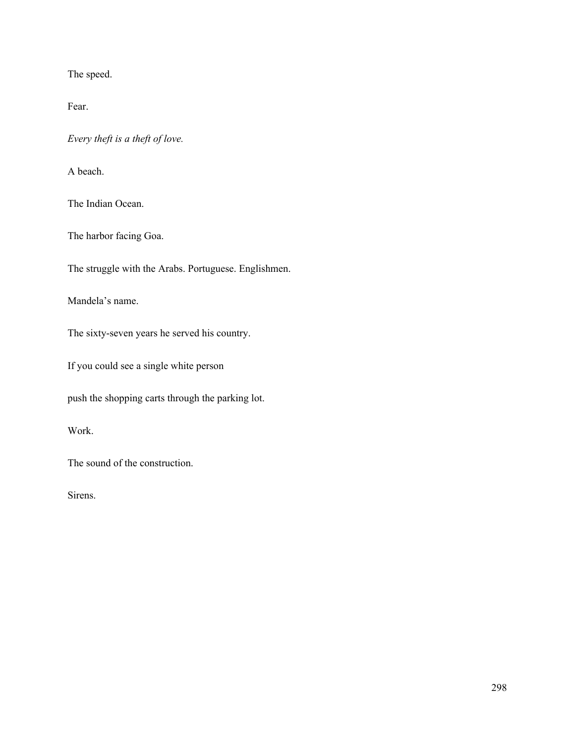The speed.

Fear.

*Every theft is a theft of love.*

A beach.

The Indian Ocean.

The harbor facing Goa.

The struggle with the Arabs. Portuguese. Englishmen.

Mandela's name.

The sixty-seven years he served his country.

If you could see a single white person

push the shopping carts through the parking lot.

Work.

The sound of the construction.

Sirens.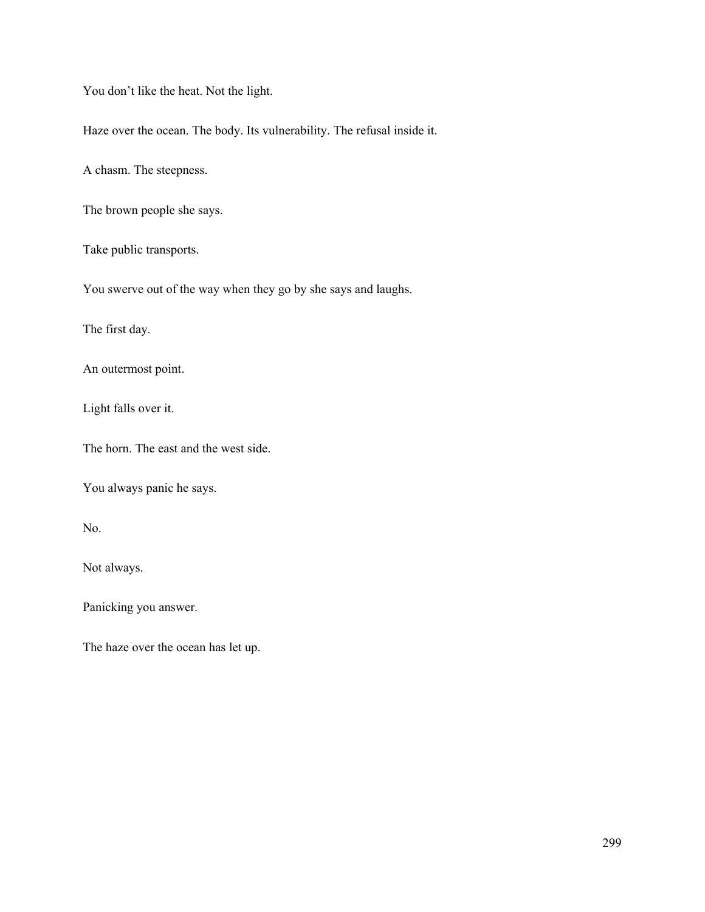You don’t like the heat. Not the light.

Haze over the ocean. The body. Its vulnerability. The refusal inside it.

A chasm. The steepness.

The brown people she says.

Take public transports.

You swerve out of the way when they go by she says and laughs.

The first day.

An outermost point.

Light falls over it.

The horn. The east and the west side.

You always panic he says.

No.

Not always.

Panicking you answer.

The haze over the ocean has let up.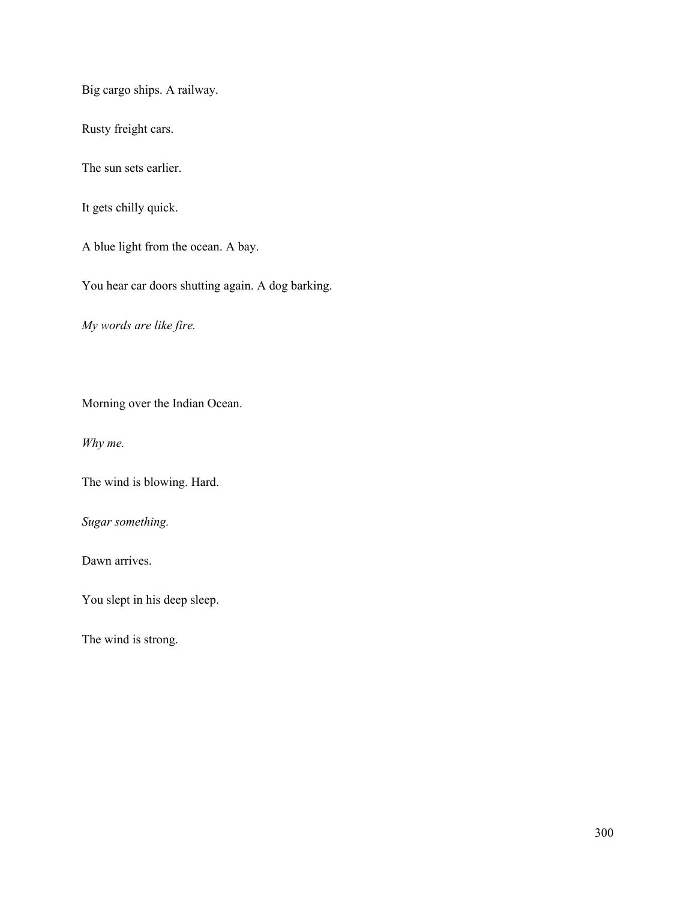Big cargo ships. A railway.

Rusty freight cars.

The sun sets earlier.

It gets chilly quick.

A blue light from the ocean. A bay.

You hear car doors shutting again. A dog barking.

*My words are like fire.*

Morning over the Indian Ocean.

*Why me.*

The wind is blowing. Hard.

*Sugar something.*

Dawn arrives.

You slept in his deep sleep.

The wind is strong.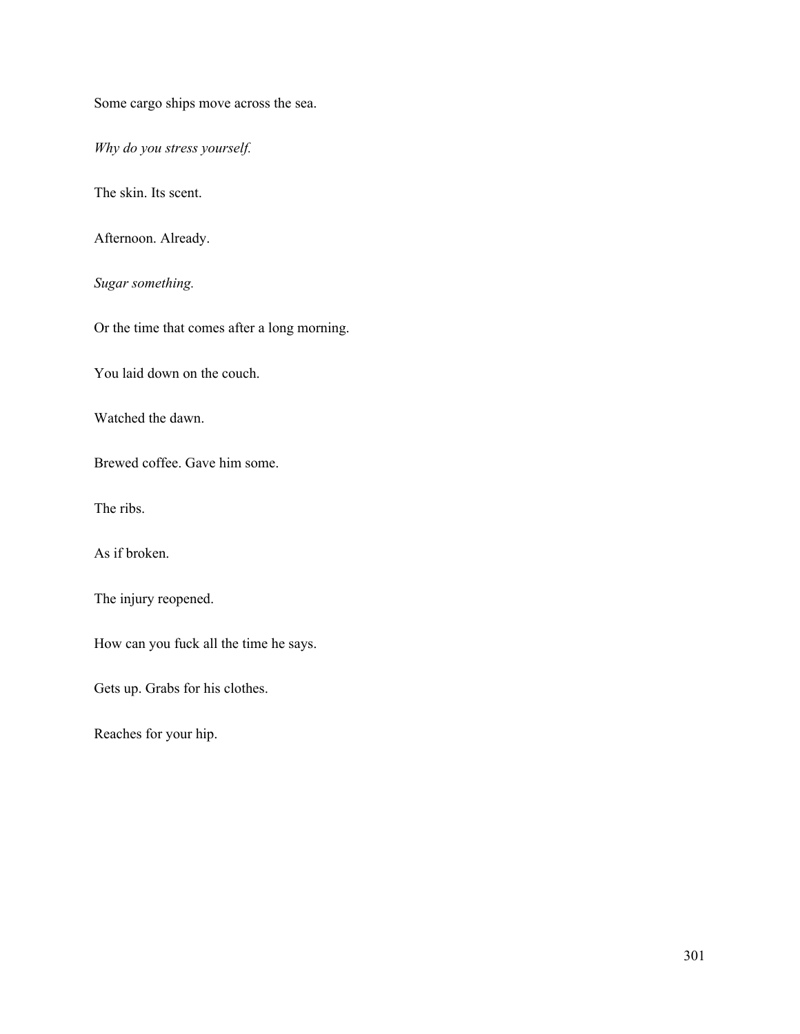Some cargo ships move across the sea.

*Why do you stress yourself.*

The skin. Its scent.

Afternoon. Already.

*Sugar something.*

Or the time that comes after a long morning.

You laid down on the couch.

Watched the dawn.

Brewed coffee. Gave him some.

The ribs.

As if broken.

The injury reopened.

How can you fuck all the time he says.

Gets up. Grabs for his clothes.

Reaches for your hip.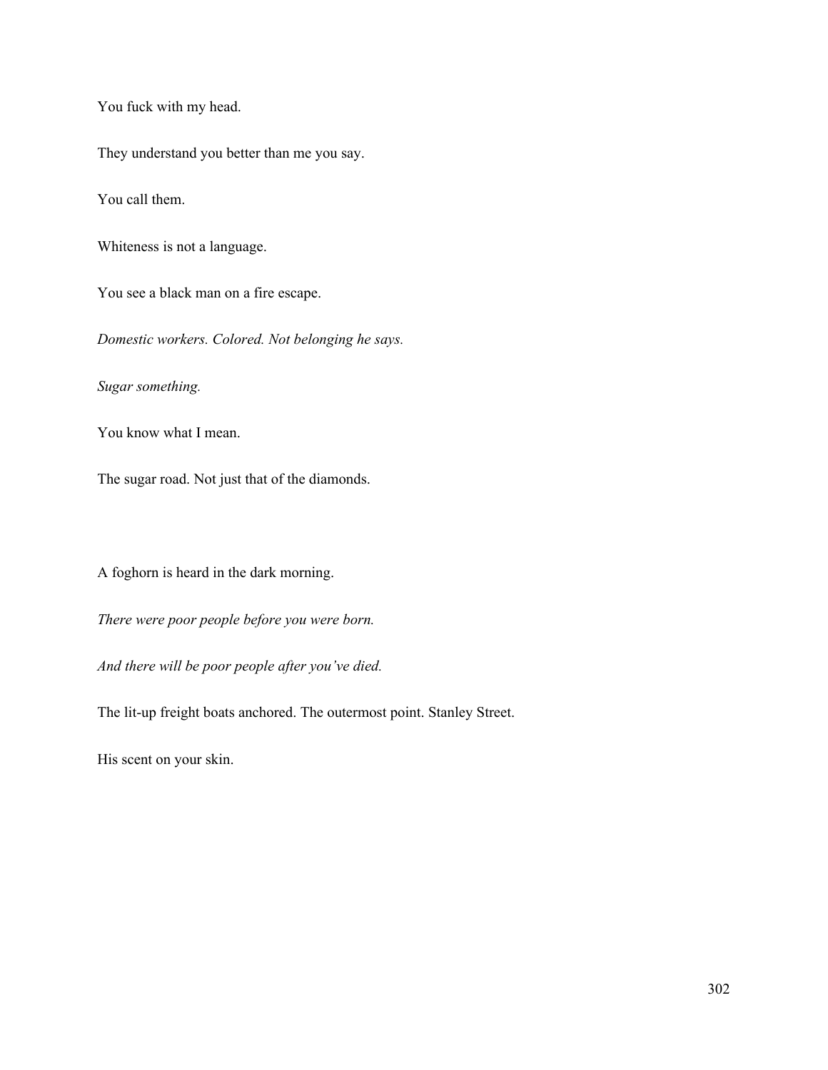You fuck with my head.

They understand you better than me you say.

You call them.

Whiteness is not a language.

You see a black man on a fire escape.

*Domestic workers. Colored. Not belonging he says.*

*Sugar something.*

You know what I mean.

The sugar road. Not just that of the diamonds.

A foghorn is heard in the dark morning.

*There were poor people before you were born.*

*And there will be poor people after you've died.*

The lit-up freight boats anchored. The outermost point. Stanley Street.

His scent on your skin.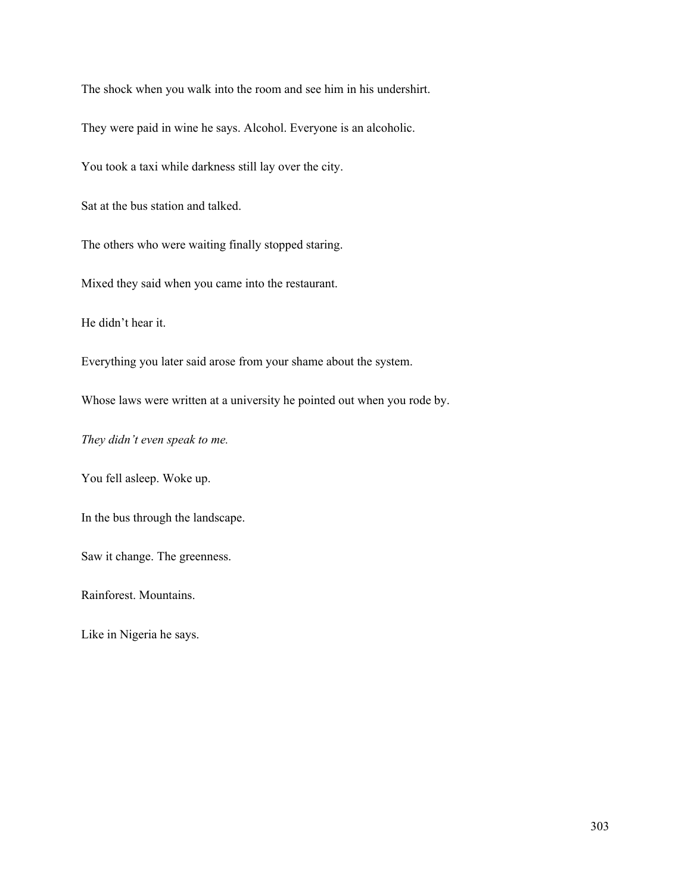The shock when you walk into the room and see him in his undershirt.

They were paid in wine he says. Alcohol. Everyone is an alcoholic.

You took a taxi while darkness still lay over the city.

Sat at the bus station and talked.

The others who were waiting finally stopped staring.

Mixed they said when you came into the restaurant.

He didn't hear it.

Everything you later said arose from your shame about the system.

Whose laws were written at a university he pointed out when you rode by.

*They didn't even speak to me.*

You fell asleep. Woke up.

In the bus through the landscape.

Saw it change. The greenness.

Rainforest. Mountains.

Like in Nigeria he says.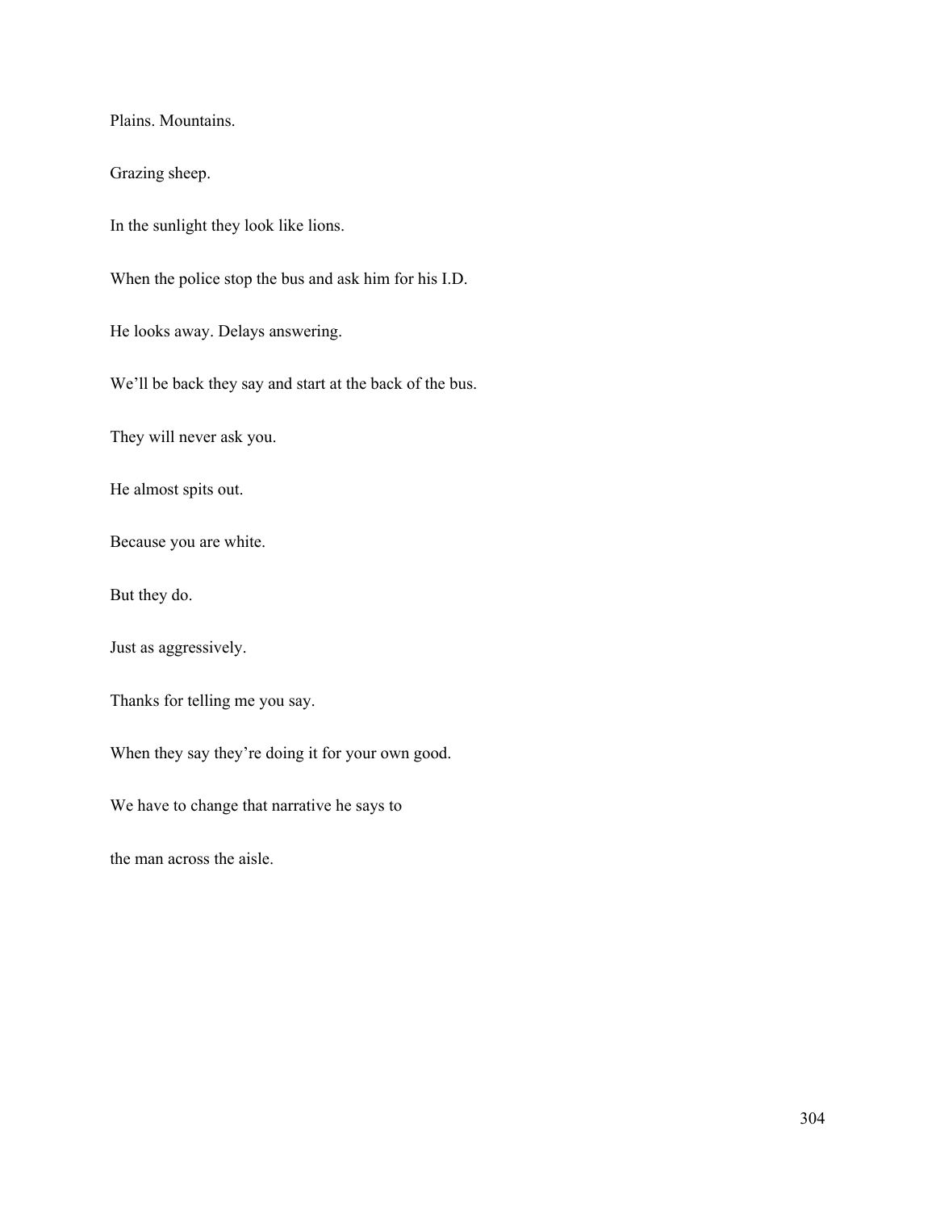Plains. Mountains.

Grazing sheep.

In the sunlight they look like lions.

When the police stop the bus and ask him for his I.D.

He looks away. Delays answering.

We'll be back they say and start at the back of the bus.

They will never ask you.

He almost spits out.

Because you are white.

But they do.

Just as aggressively.

Thanks for telling me you say.

When they say they're doing it for your own good.

We have to change that narrative he says to

the man across the aisle.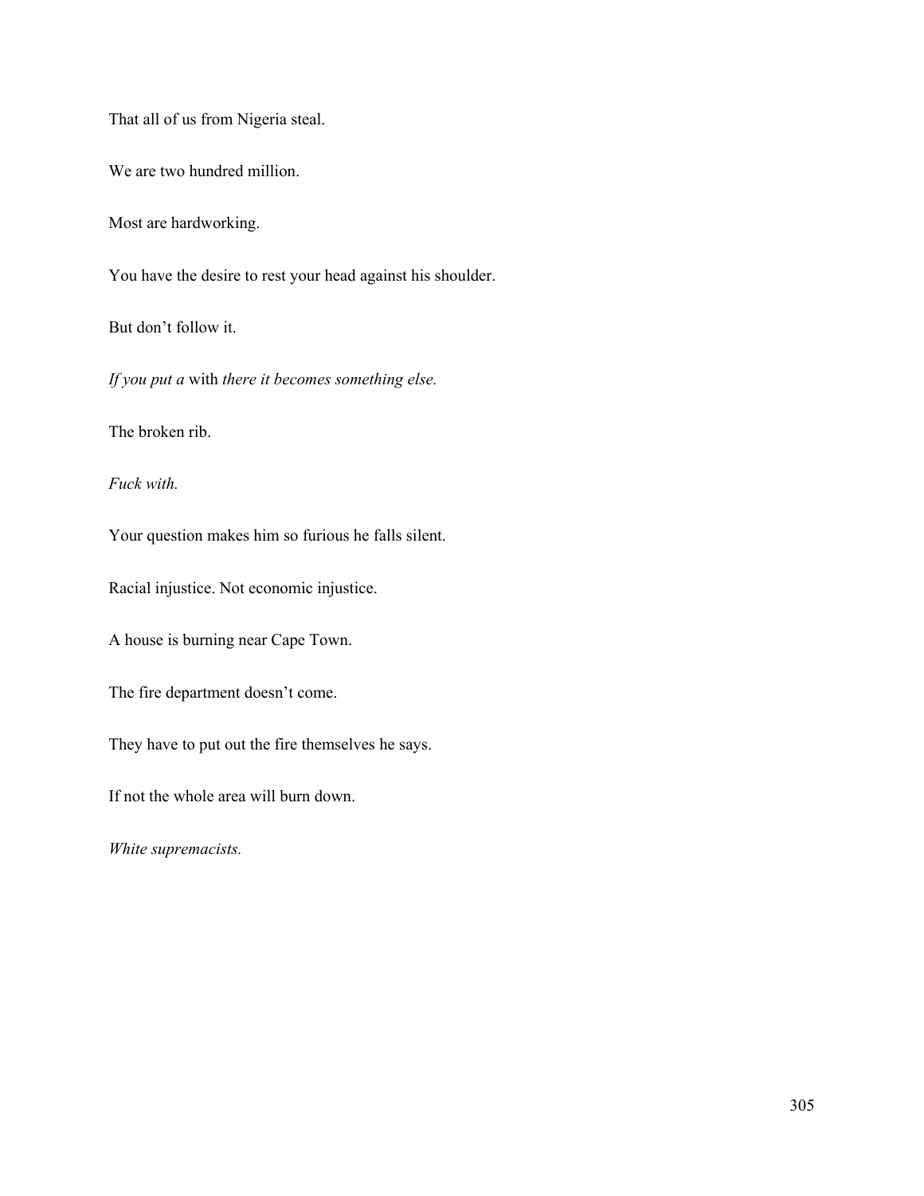That all of us from Nigeria steal.

We are two hundred million.

Most are hardworking.

You have the desire to rest your head against his shoulder.

But don't follow it.

*If you put a* with *there it becomes something else.*

The broken rib.

*Fuck with.*

Your question makes him so furious he falls silent.

Racial injustice. Not economic injustice.

A house is burning near Cape Town.

The fire department doesn't come.

They have to put out the fire themselves he says.

If not the whole area will burn down.

*White supremacists.*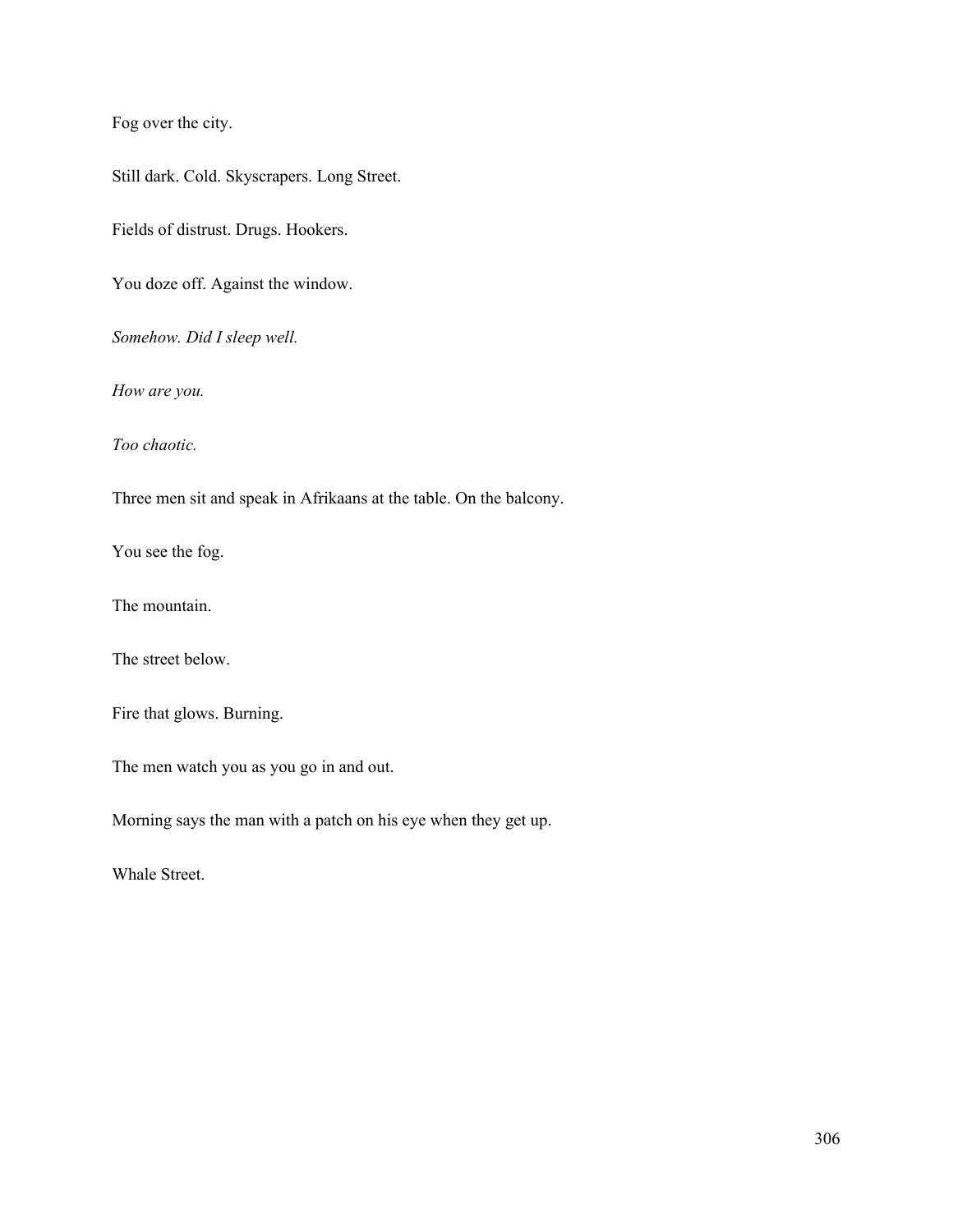Fog over the city.

Still dark. Cold. Skyscrapers. Long Street.

Fields of distrust. Drugs. Hookers.

You doze off. Against the window.

*Somehow. Did I sleep well.*

*How are you.*

*Too chaotic.*

Three men sit and speak in Afrikaans at the table. On the balcony.

You see the fog.

The mountain.

The street below.

Fire that glows. Burning.

The men watch you as you go in and out.

Morning says the man with a patch on his eye when they get up.

Whale Street.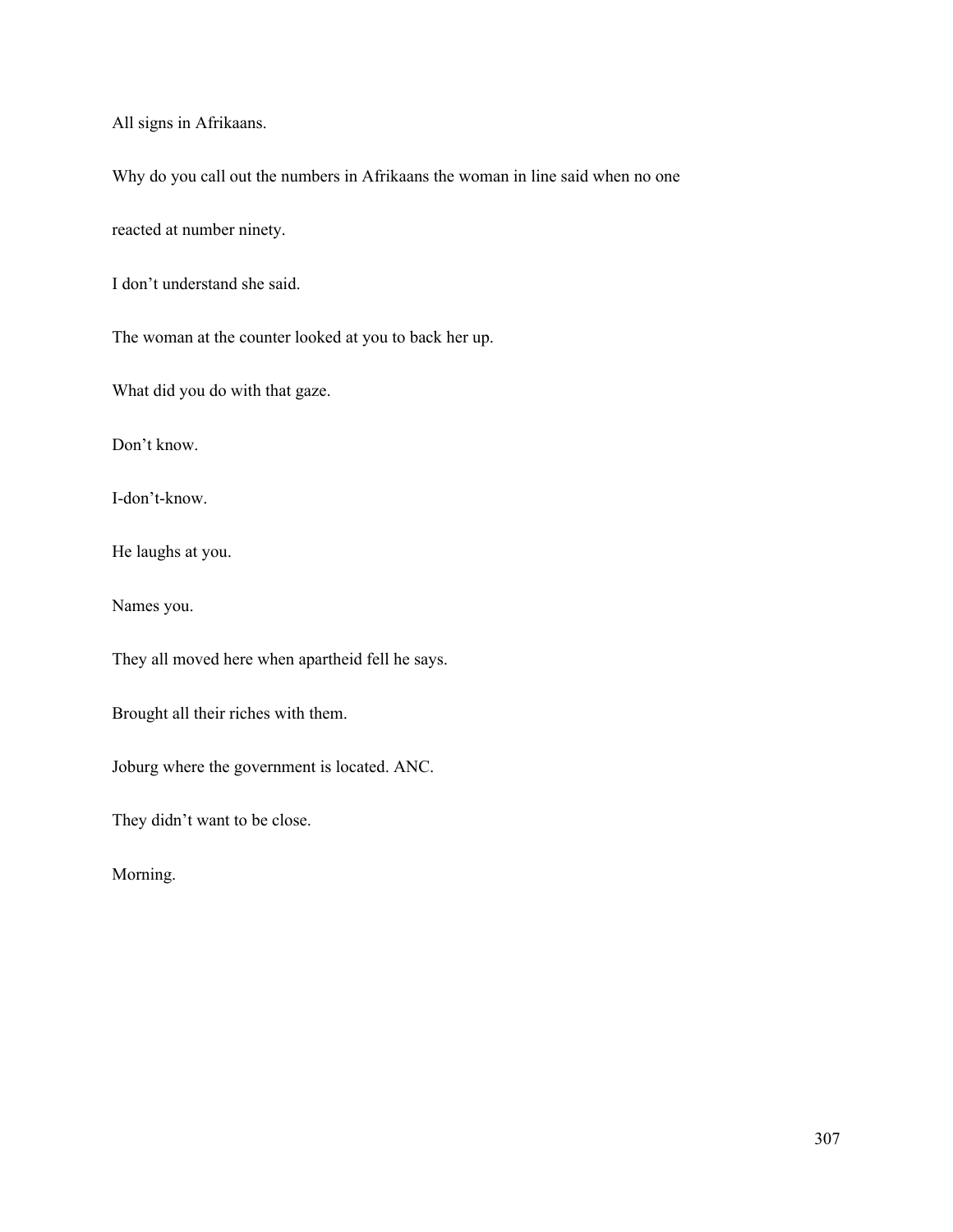All signs in Afrikaans.

Why do you call out the numbers in Afrikaans the woman in line said when no one reacted at number ninety.

I don’t understand she said.

The woman at the counter looked at you to back her up.

What did you do with that gaze.

Don’t know.

I-don’t-know.

He laughs at you.

Names you.

They all moved here when apartheid fell he says.

Brought all their riches with them.

Joburg where the government is located. ANC.

They didn’t want to be close.

Morning.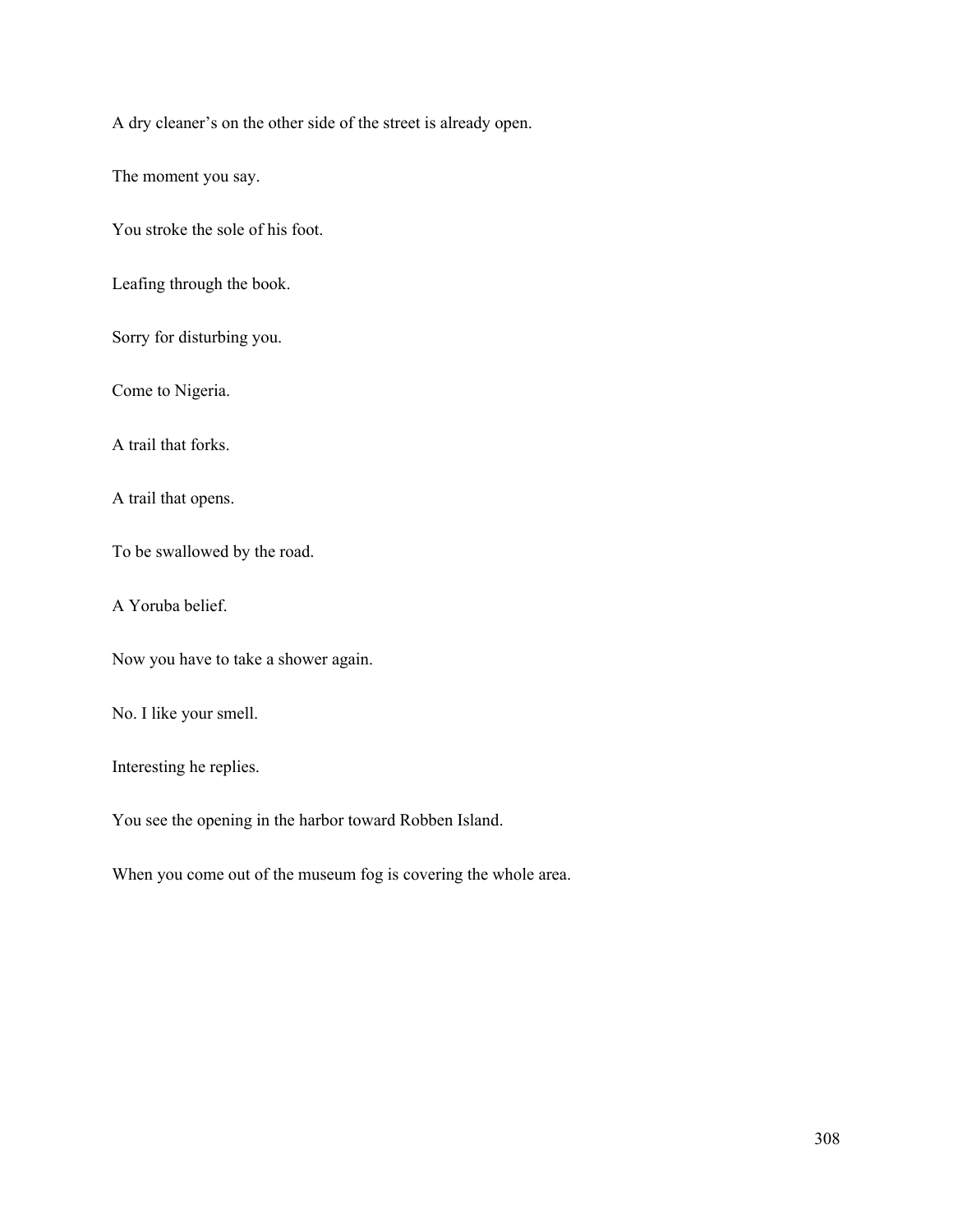A dry cleaner's on the other side of the street is already open.

The moment you say.

You stroke the sole of his foot.

Leafing through the book.

Sorry for disturbing you.

Come to Nigeria.

A trail that forks.

A trail that opens.

To be swallowed by the road.

A Yoruba belief.

Now you have to take a shower again.

No. I like your smell.

Interesting he replies.

You see the opening in the harbor toward Robben Island.

When you come out of the museum fog is covering the whole area.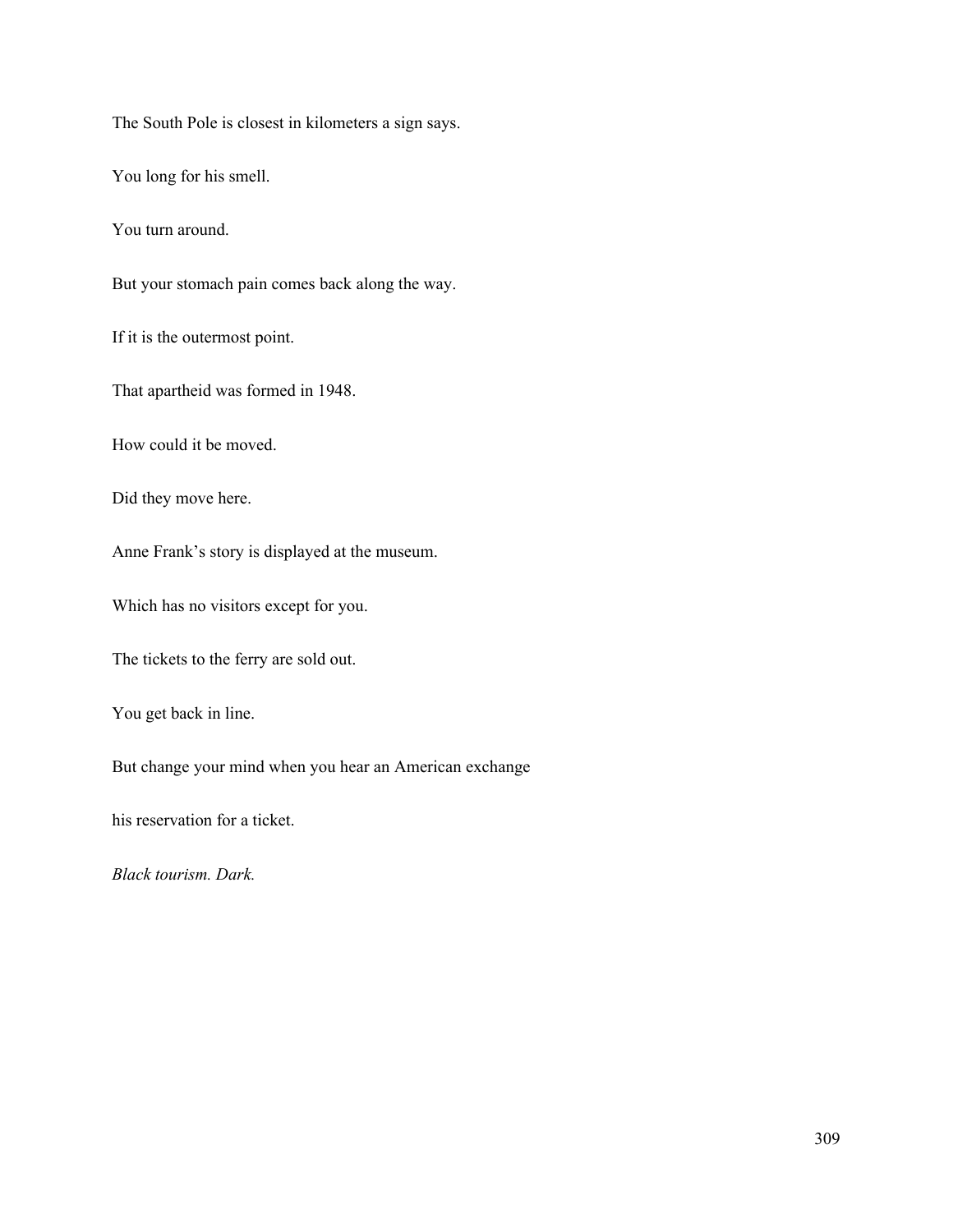The South Pole is closest in kilometers a sign says.

You long for his smell.

You turn around.

But your stomach pain comes back along the way.

If it is the outermost point.

That apartheid was formed in 1948.

How could it be moved.

Did they move here.

Anne Frank's story is displayed at the museum.

Which has no visitors except for you.

The tickets to the ferry are sold out.

You get back in line.

But change your mind when you hear an American exchange

his reservation for a ticket.

*Black tourism. Dark.*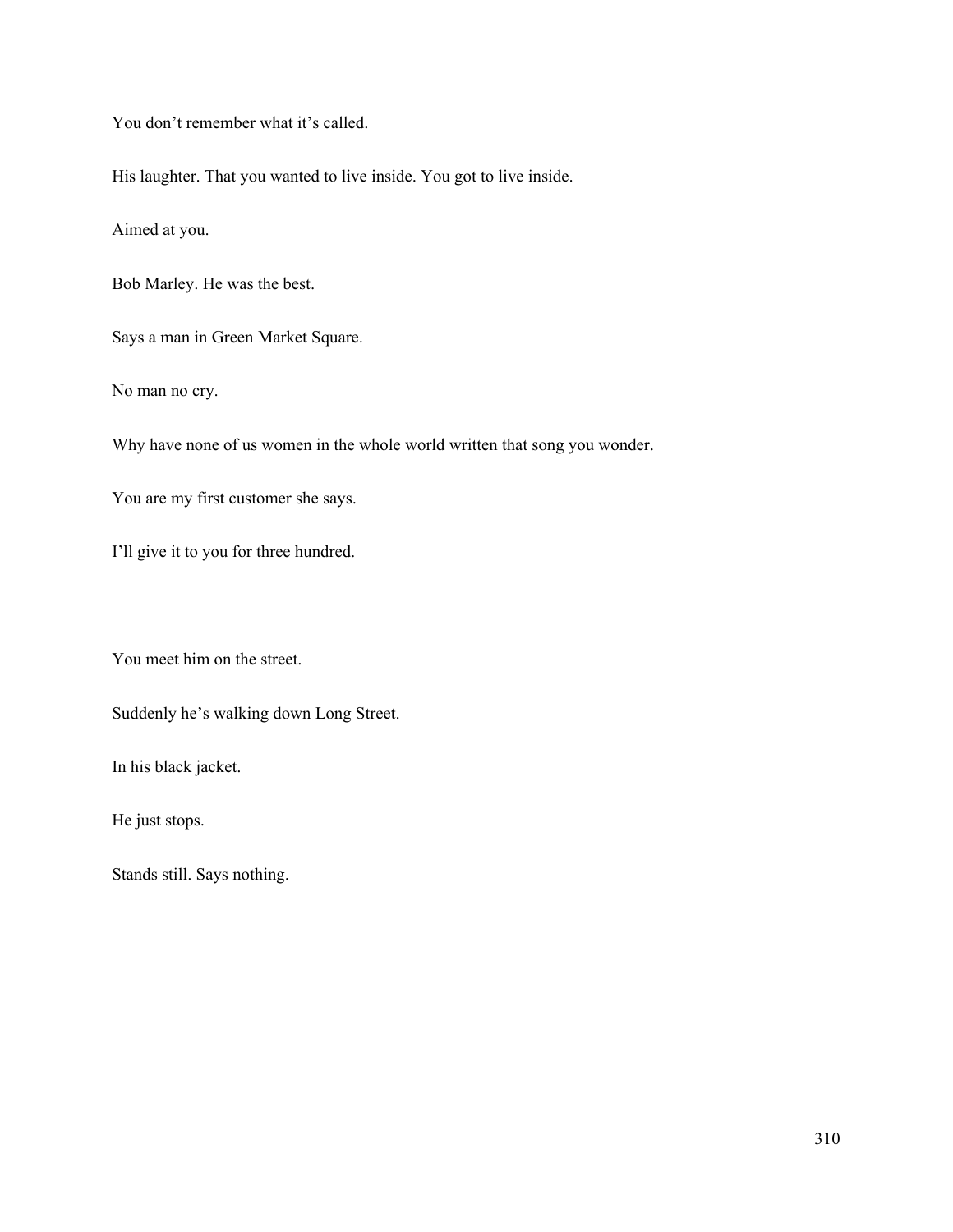You don't remember what it's called.

His laughter. That you wanted to live inside. You got to live inside.

Aimed at you.

Bob Marley. He was the best.

Says a man in Green Market Square.

No man no cry.

Why have none of us women in the whole world written that song you wonder.

You are my first customer she says.

I'll give it to you for three hundred.

You meet him on the street.

Suddenly he's walking down Long Street.

In his black jacket.

He just stops.

Stands still. Says nothing.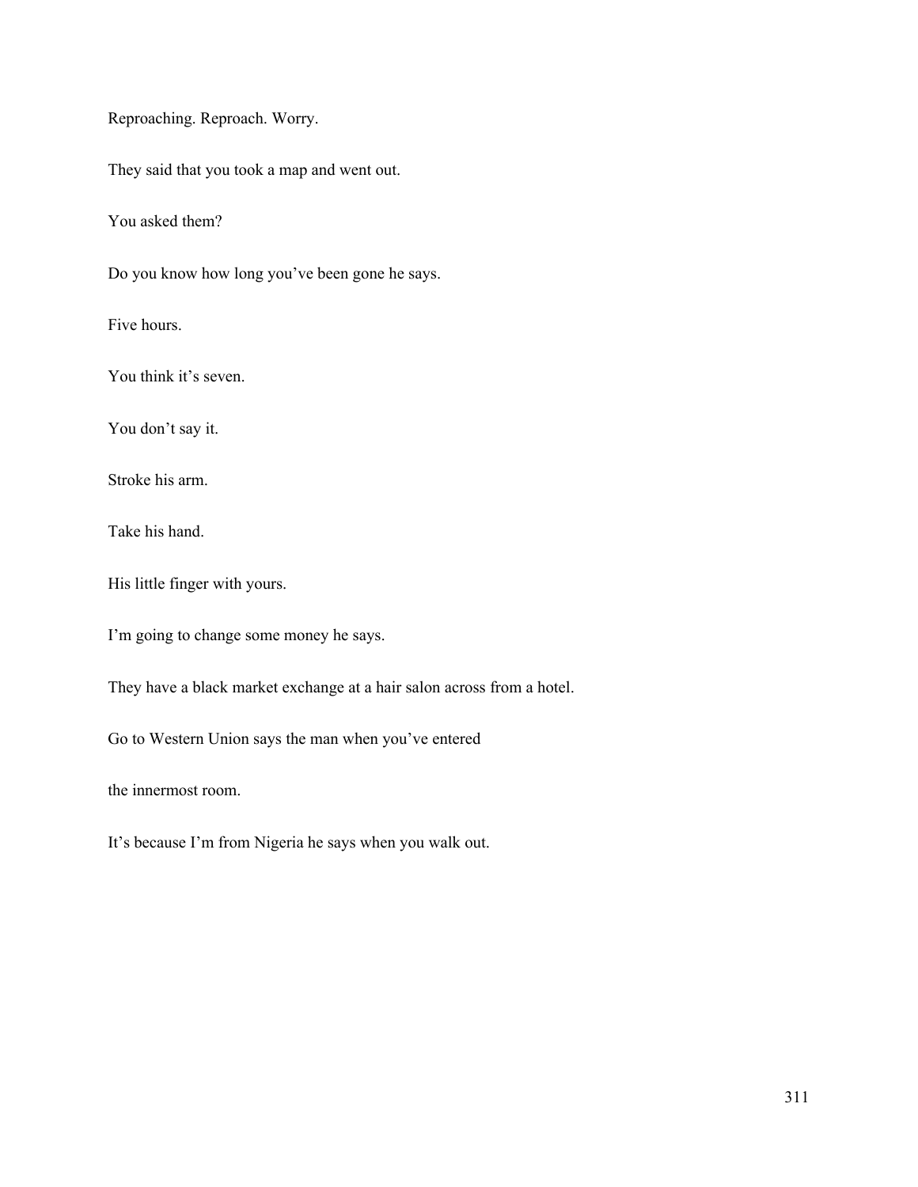Reproaching. Reproach. Worry.

They said that you took a map and went out.

You asked them?

Do you know how long you've been gone he says.

Five hours.

You think it's seven.

You don't say it.

Stroke his arm.

Take his hand.

His little finger with yours.

I'm going to change some money he says.

They have a black market exchange at a hair salon across from a hotel.

Go to Western Union says the man when you've entered

the innermost room.

It's because I'm from Nigeria he says when you walk out.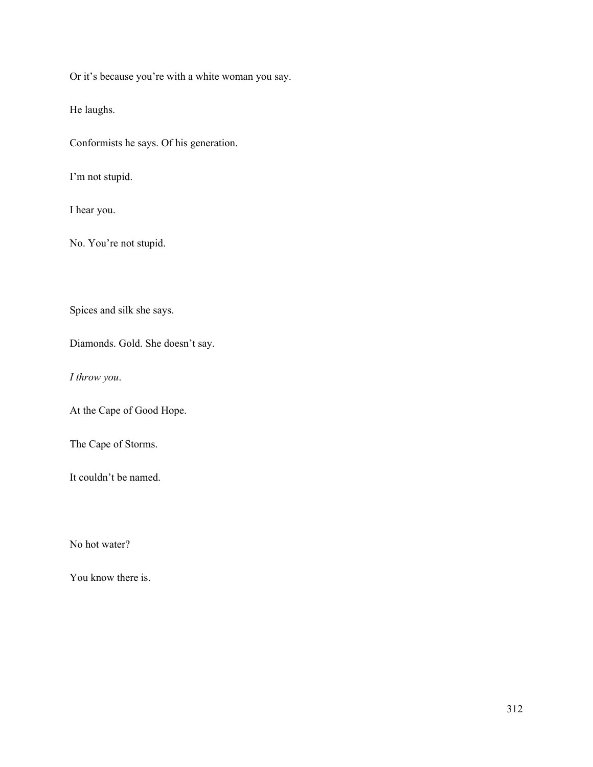Or it's because you're with a white woman you say.

He laughs.

Conformists he says. Of his generation.

I'm not stupid.

I hear you.

No. You're not stupid.

Spices and silk she says.

Diamonds. Gold. She doesn't say.

*I throw you*.

At the Cape of Good Hope.

The Cape of Storms.

It couldn't be named.

No hot water?

You know there is.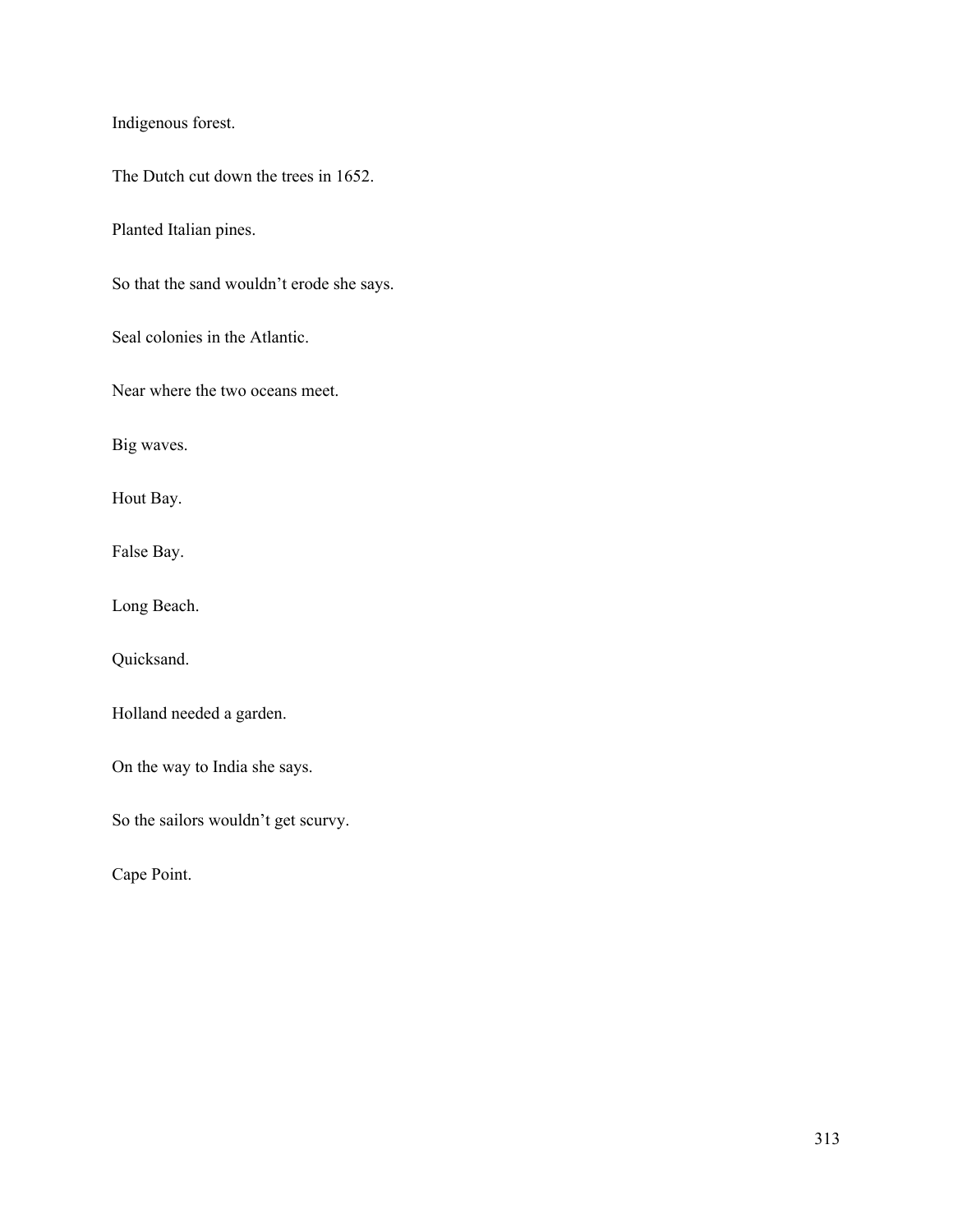Indigenous forest.

The Dutch cut down the trees in 1652.

Planted Italian pines.

So that the sand wouldn't erode she says.

Seal colonies in the Atlantic.

Near where the two oceans meet.

Big waves.

Hout Bay.

False Bay.

Long Beach.

Quicksand.

Holland needed a garden.

On the way to India she says.

So the sailors wouldn't get scurvy.

Cape Point.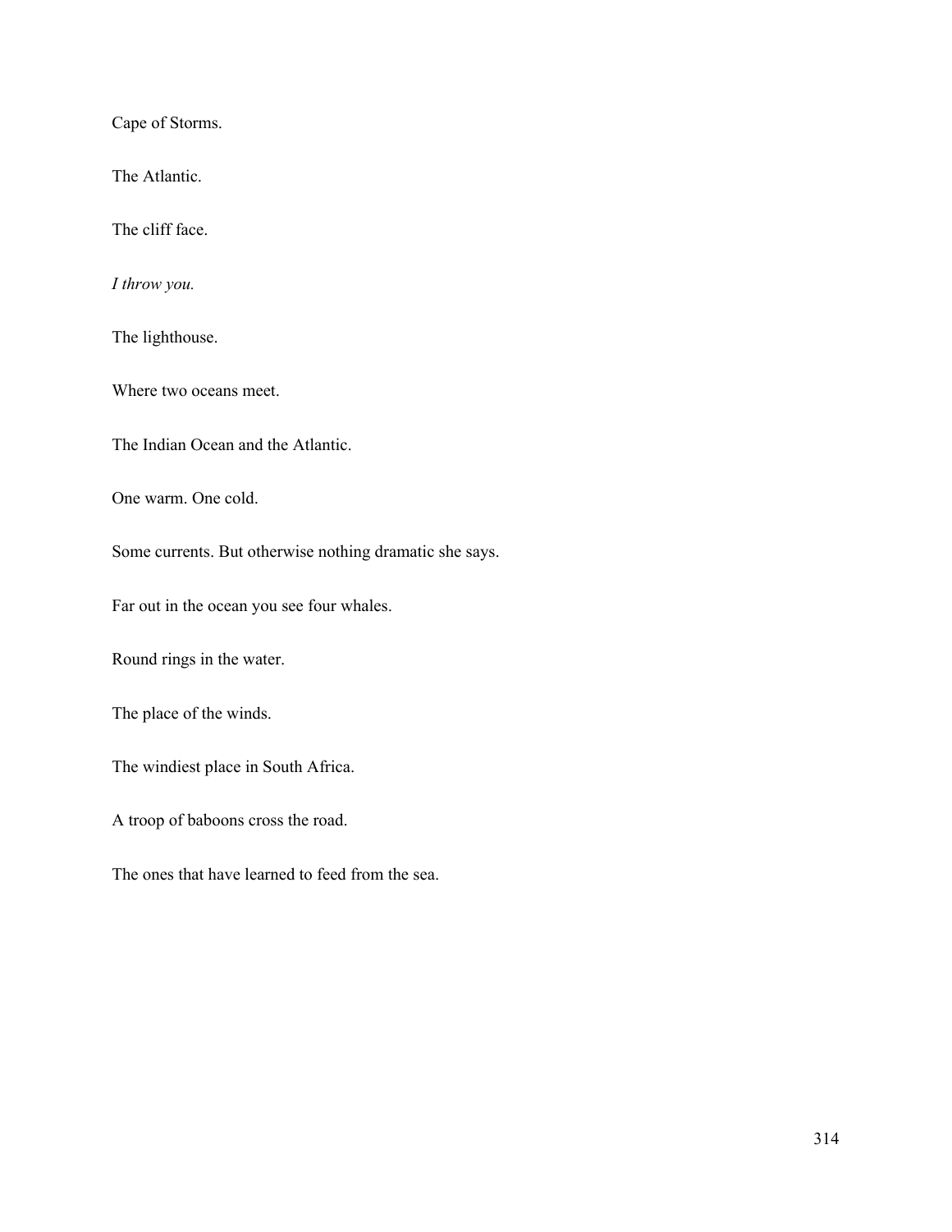Cape of Storms.

The Atlantic.

The cliff face.

*I throw you.*

The lighthouse.

Where two oceans meet.

The Indian Ocean and the Atlantic.

One warm. One cold.

Some currents. But otherwise nothing dramatic she says.

Far out in the ocean you see four whales.

Round rings in the water.

The place of the winds.

The windiest place in South Africa.

A troop of baboons cross the road.

The ones that have learned to feed from the sea.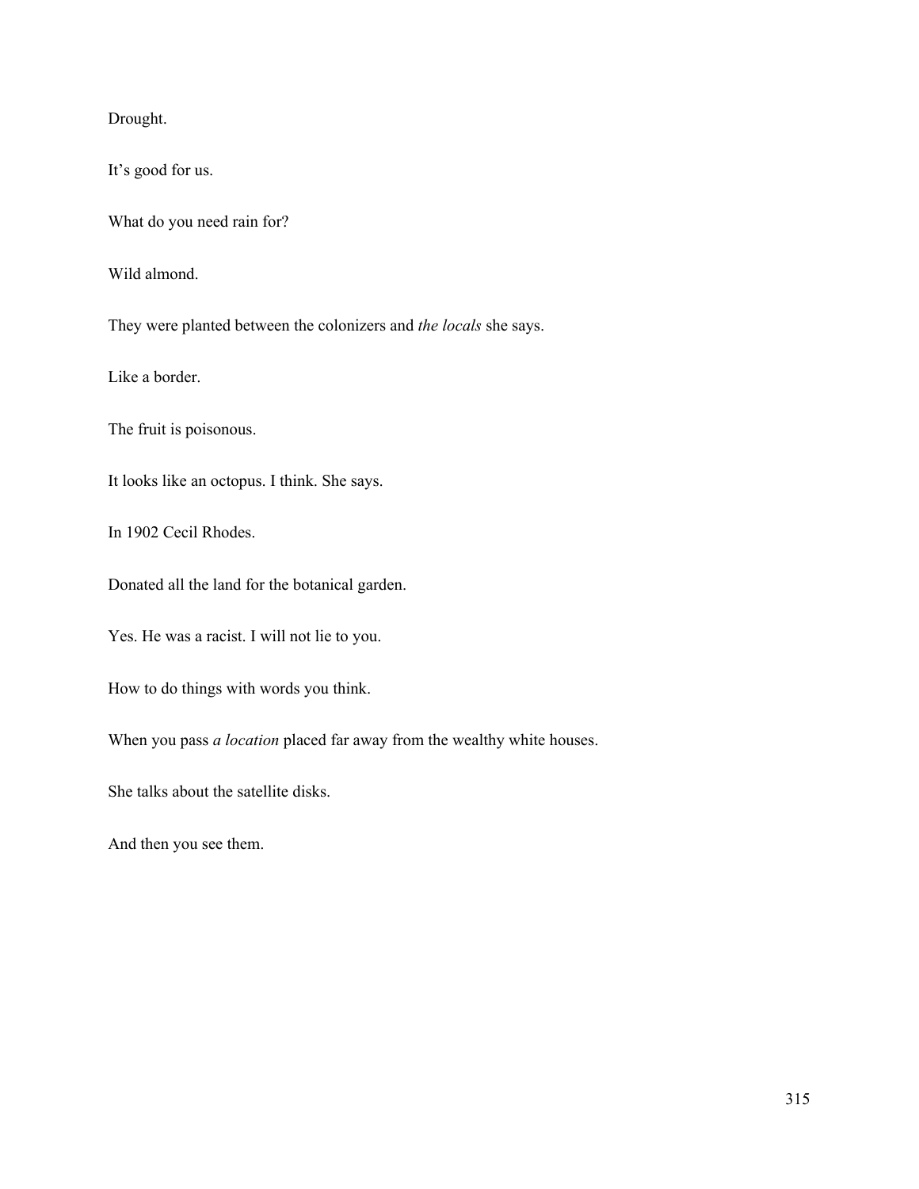Drought.

It's good for us.

What do you need rain for?

Wild almond.

They were planted between the colonizers and *the locals* she says.

Like a border.

The fruit is poisonous.

It looks like an octopus. I think. She says.

In 1902 Cecil Rhodes.

Donated all the land for the botanical garden.

Yes. He was a racist. I will not lie to you.

How to do things with words you think.

When you pass *a location* placed far away from the wealthy white houses.

She talks about the satellite disks.

And then you see them.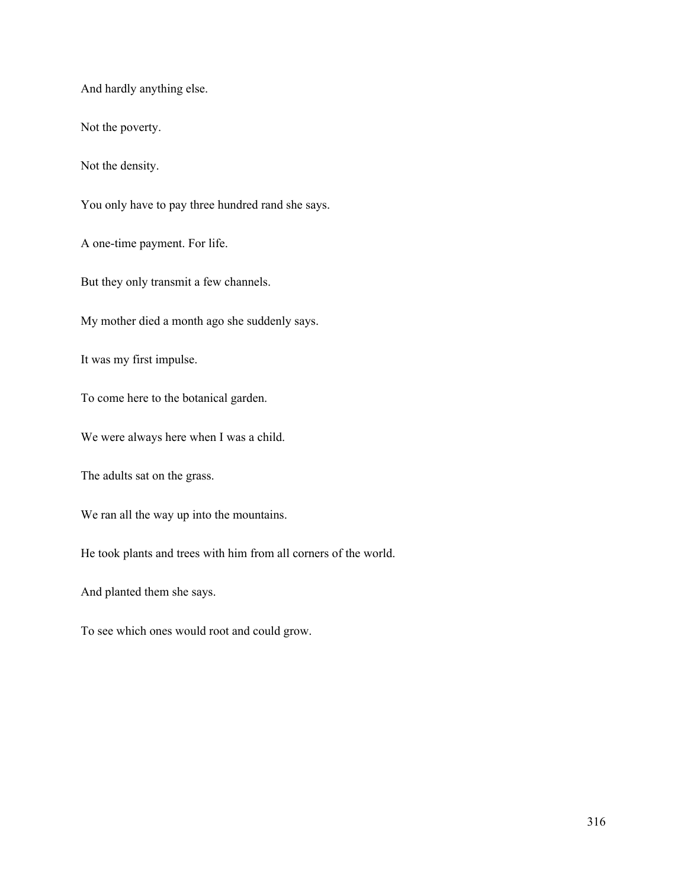And hardly anything else.

Not the poverty.

Not the density.

You only have to pay three hundred rand she says.

A one-time payment. For life.

But they only transmit a few channels.

My mother died a month ago she suddenly says.

It was my first impulse.

To come here to the botanical garden.

We were always here when I was a child.

The adults sat on the grass.

We ran all the way up into the mountains.

He took plants and trees with him from all corners of the world.

And planted them she says.

To see which ones would root and could grow.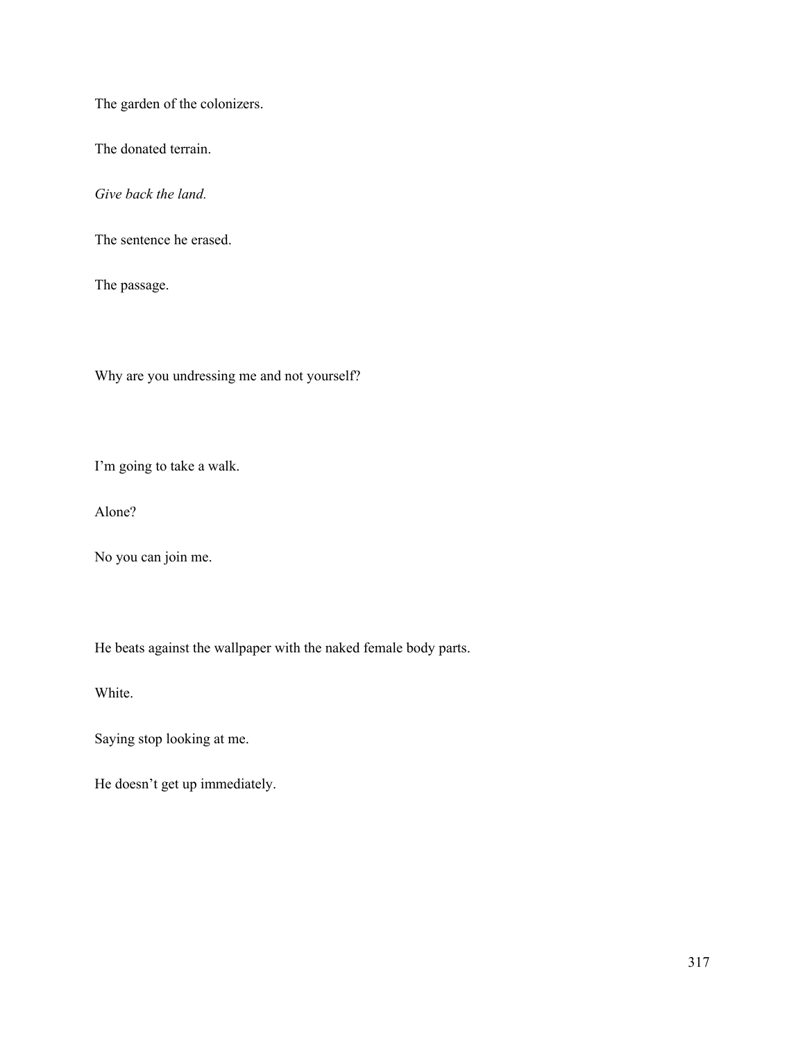The garden of the colonizers.

The donated terrain.

*Give back the land.*

The sentence he erased.

The passage.

Why are you undressing me and not yourself?

I'm going to take a walk.

Alone?

No you can join me.

He beats against the wallpaper with the naked female body parts.

White.

Saying stop looking at me.

He doesn't get up immediately.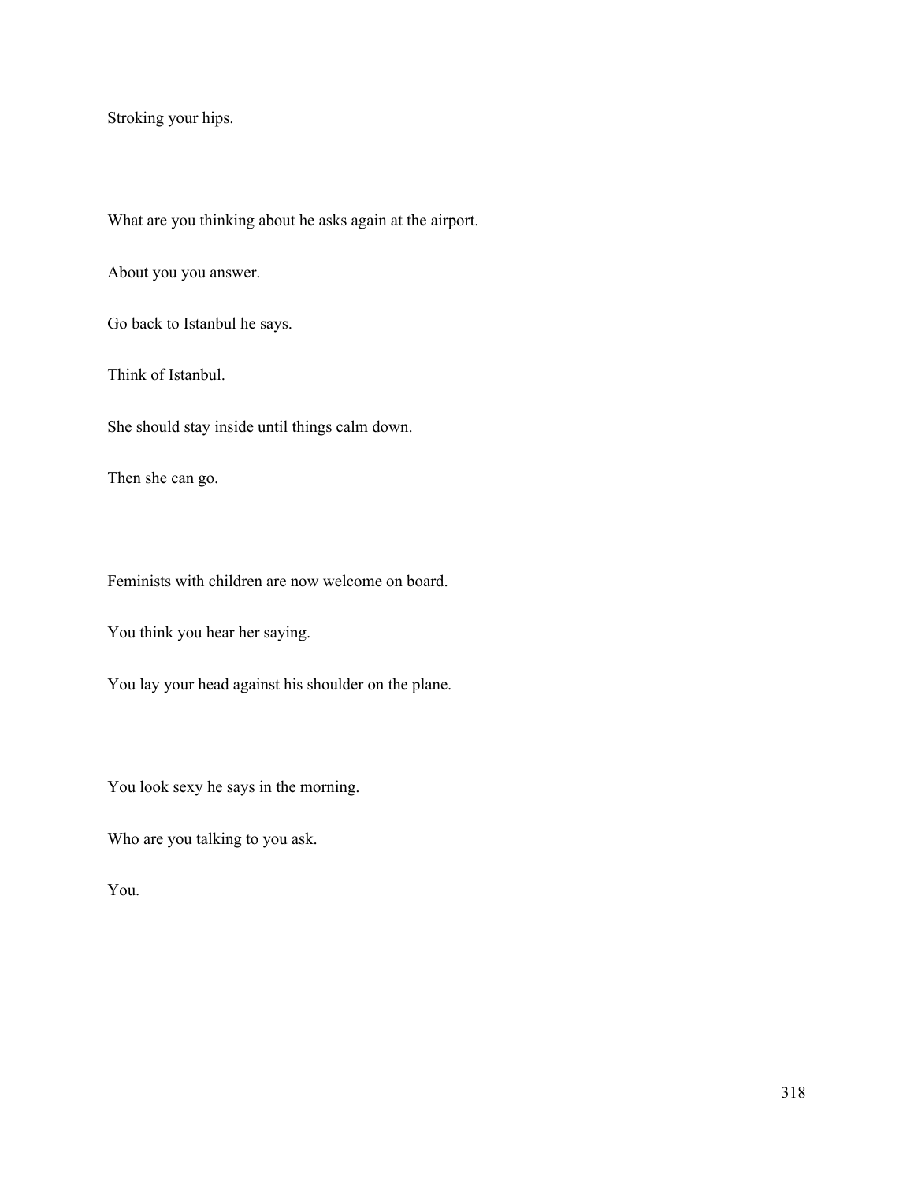Stroking your hips.

What are you thinking about he asks again at the airport.

About you you answer.

Go back to Istanbul he says.

Think of Istanbul.

She should stay inside until things calm down.

Then she can go.

Feminists with children are now welcome on board.

You think you hear her saying.

You lay your head against his shoulder on the plane.

You look sexy he says in the morning.

Who are you talking to you ask.

You.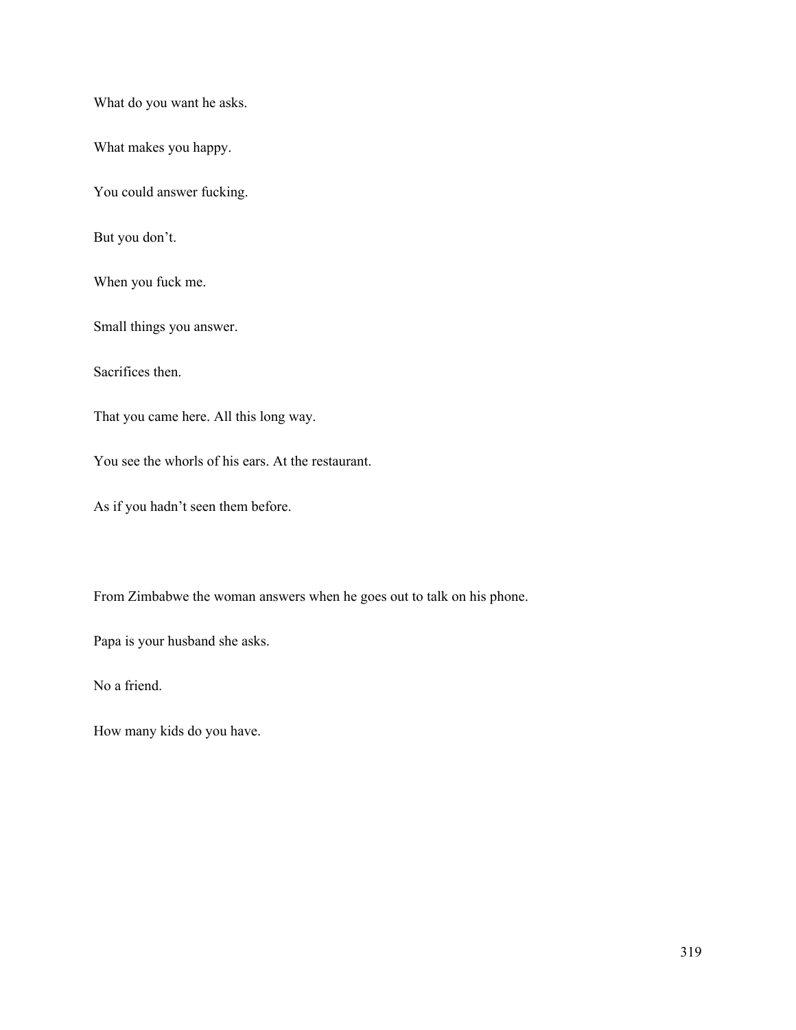What do you want he asks.

What makes you happy.

You could answer fucking.

But you don't.

When you fuck me.

Small things you answer.

Sacrifices then.

That you came here. All this long way.

You see the whorls of his ears. At the restaurant.

As if you hadn't seen them before.

From Zimbabwe the woman answers when he goes out to talk on his phone.

Papa is your husband she asks.

No a friend.

How many kids do you have.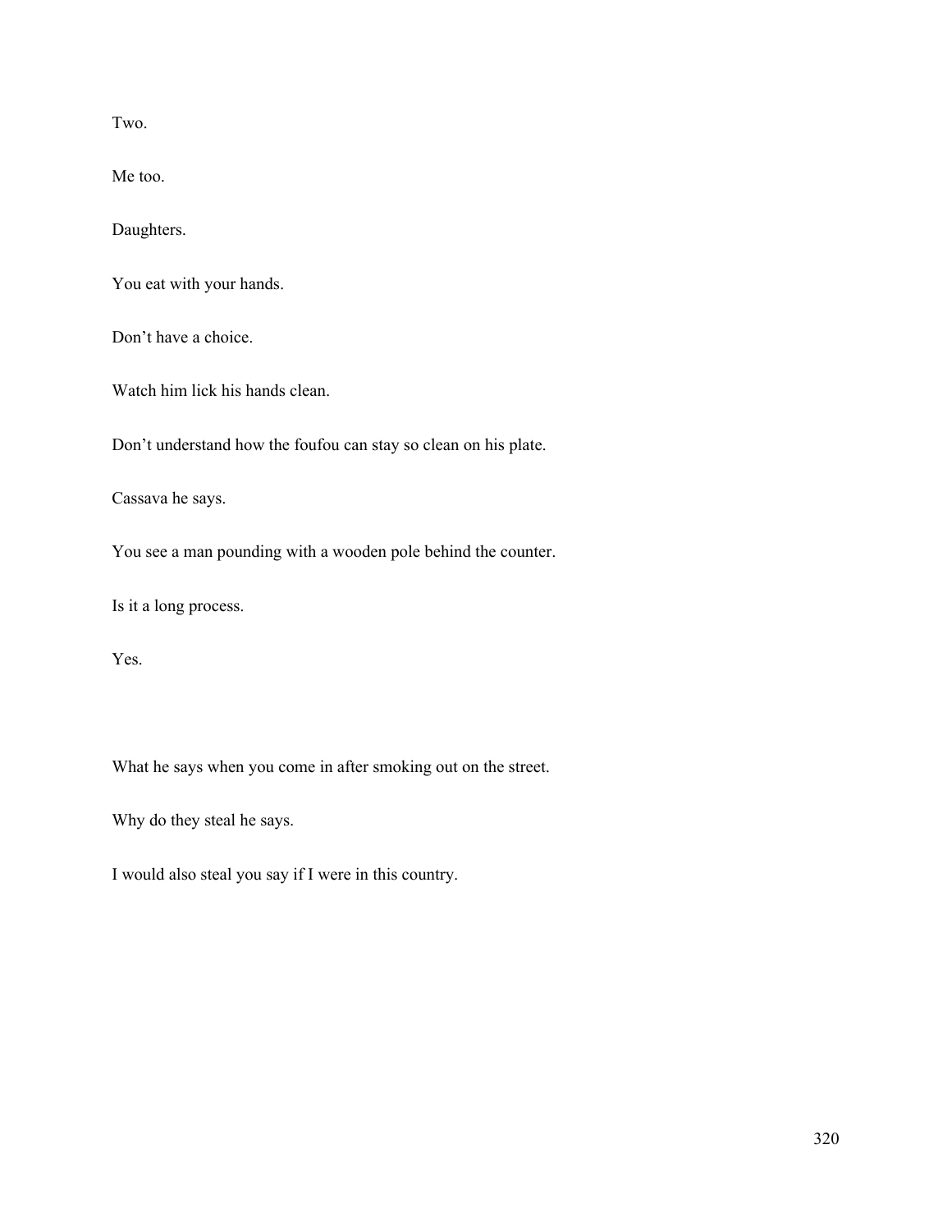Two.

Me too.

Daughters.

You eat with your hands.

Don't have a choice.

Watch him lick his hands clean.

Don't understand how the foufou can stay so clean on his plate.

Cassava he says.

You see a man pounding with a wooden pole behind the counter.

Is it a long process.

Yes.

What he says when you come in after smoking out on the street.

Why do they steal he says.

I would also steal you say if I were in this country.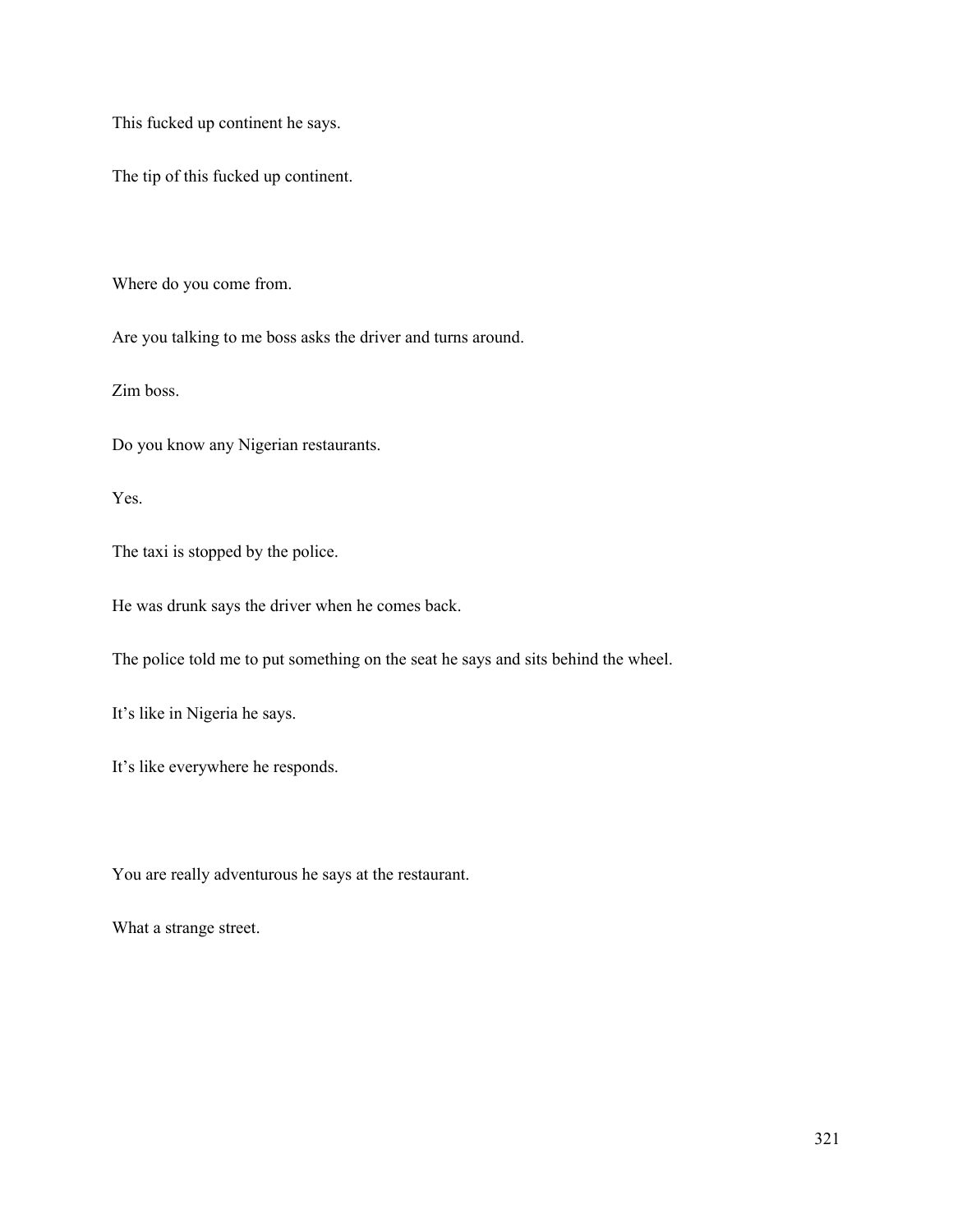This fucked up continent he says.

The tip of this fucked up continent.

Where do you come from.

Are you talking to me boss asks the driver and turns around.

Zim boss.

Do you know any Nigerian restaurants.

Yes.

The taxi is stopped by the police.

He was drunk says the driver when he comes back.

The police told me to put something on the seat he says and sits behind the wheel.

It's like in Nigeria he says.

It's like everywhere he responds.

You are really adventurous he says at the restaurant.

What a strange street.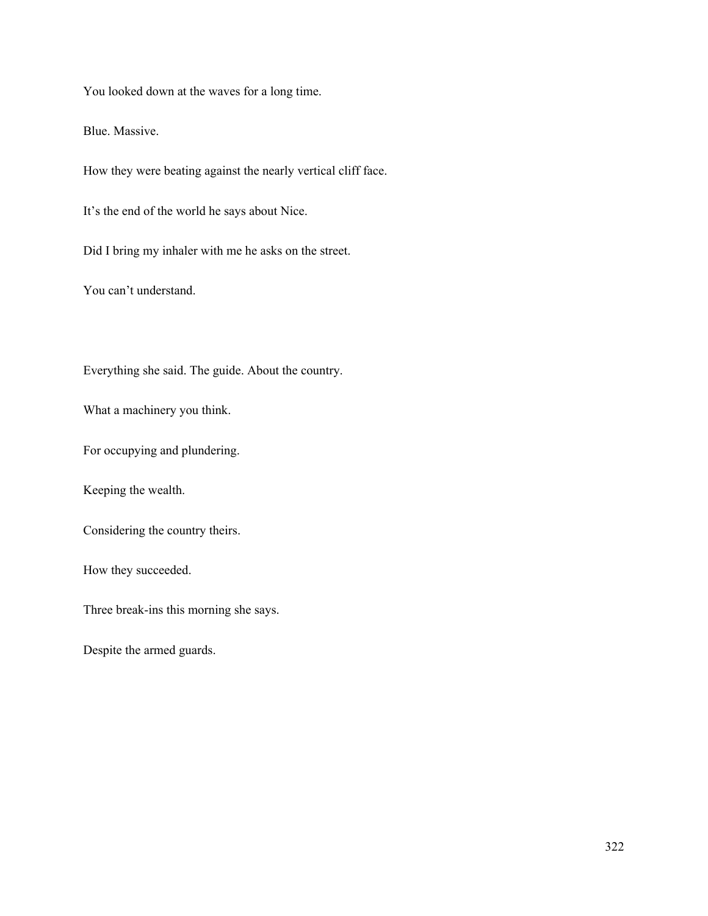You looked down at the waves for a long time.

Blue. Massive.

How they were beating against the nearly vertical cliff face.

It's the end of the world he says about Nice.

Did I bring my inhaler with me he asks on the street.

You can't understand.

Everything she said. The guide. About the country.

What a machinery you think.

For occupying and plundering.

Keeping the wealth.

Considering the country theirs.

How they succeeded.

Three break-ins this morning she says.

Despite the armed guards.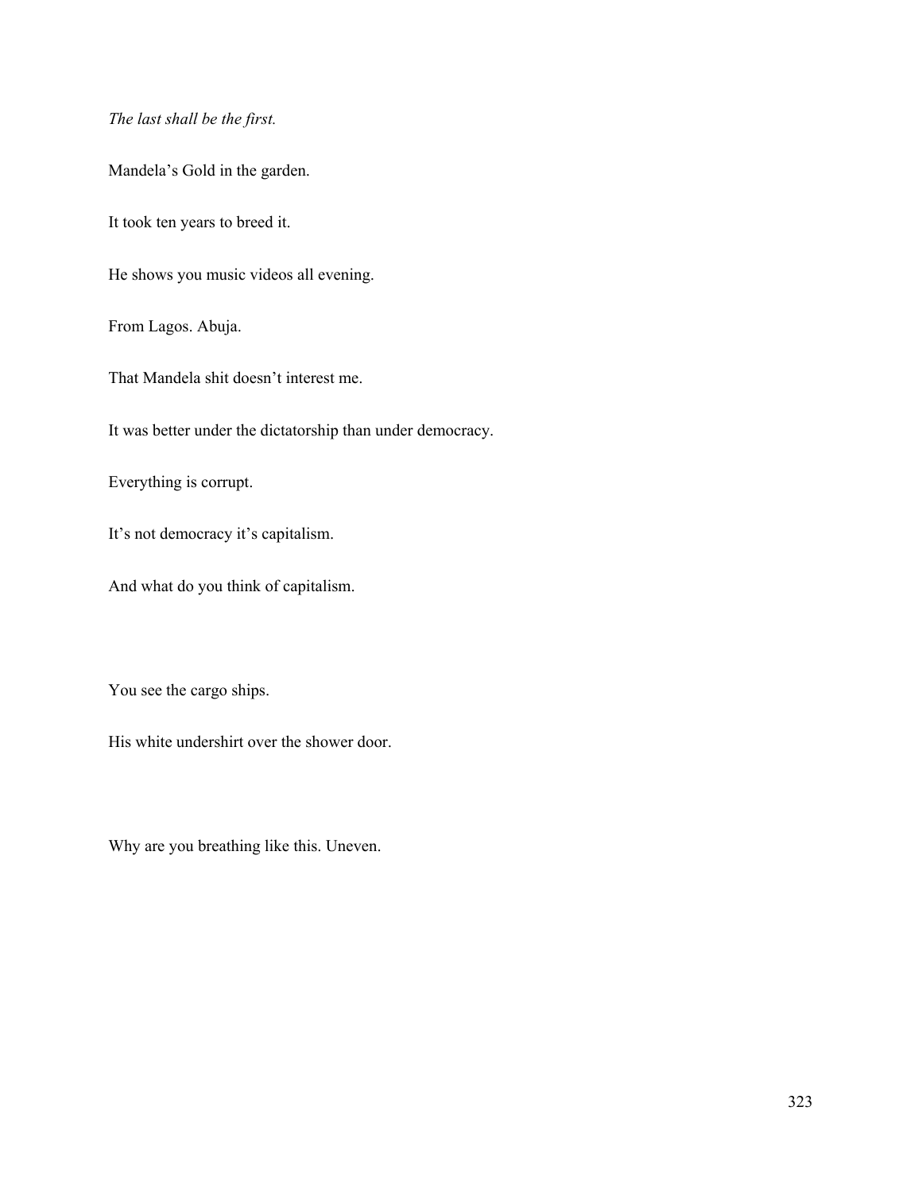*The last shall be the first.*

Mandela's Gold in the garden.

It took ten years to breed it.

He shows you music videos all evening.

From Lagos. Abuja.

That Mandela shit doesn't interest me.

It was better under the dictatorship than under democracy.

Everything is corrupt.

It's not democracy it's capitalism.

And what do you think of capitalism.

You see the cargo ships.

His white undershirt over the shower door.

Why are you breathing like this. Uneven.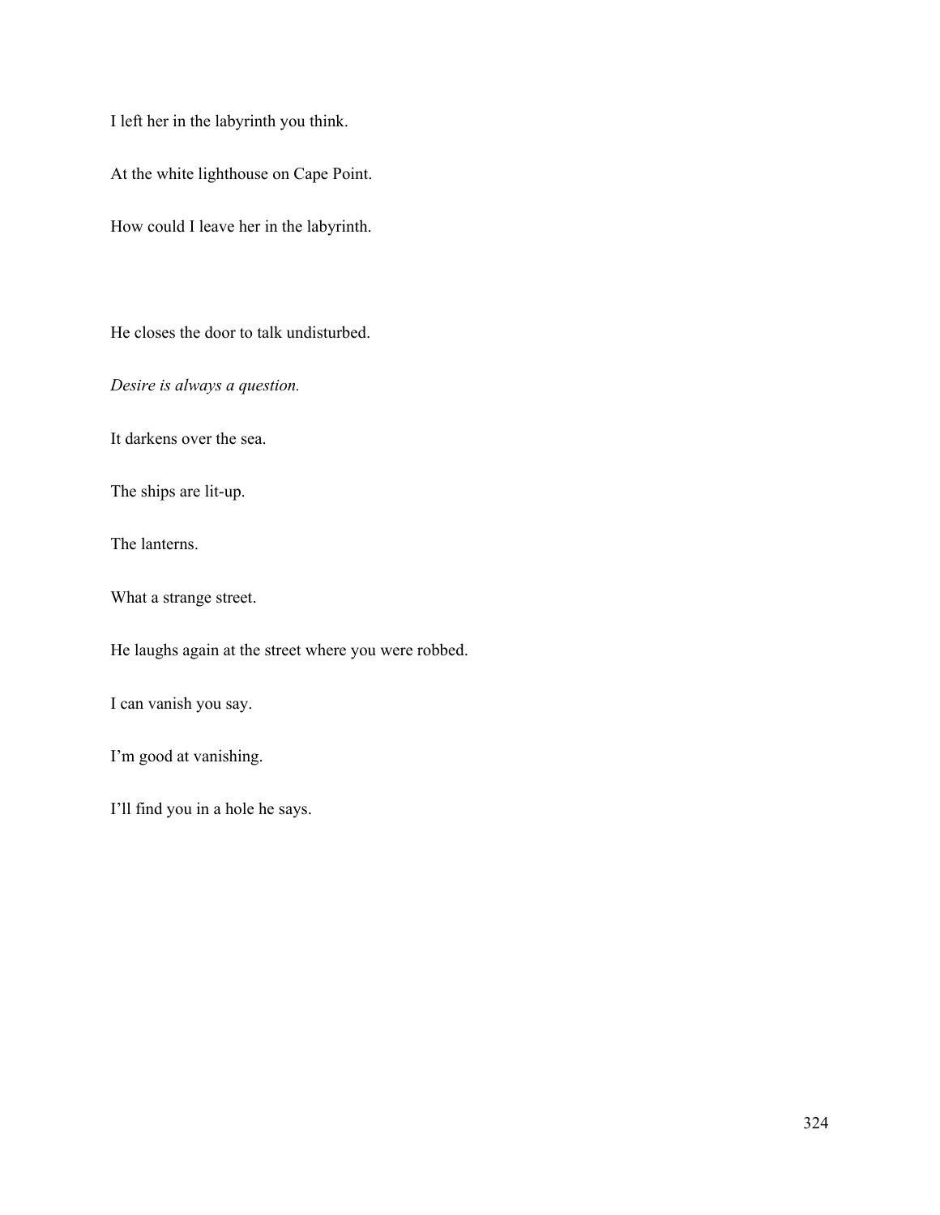I left her in the labyrinth you think.

At the white lighthouse on Cape Point.

How could I leave her in the labyrinth.

He closes the door to talk undisturbed.

*Desire is always a question.*

It darkens over the sea.

The ships are lit-up.

The lanterns.

What a strange street.

He laughs again at the street where you were robbed.

I can vanish you say.

I'm good at vanishing.

I'll find you in a hole he says.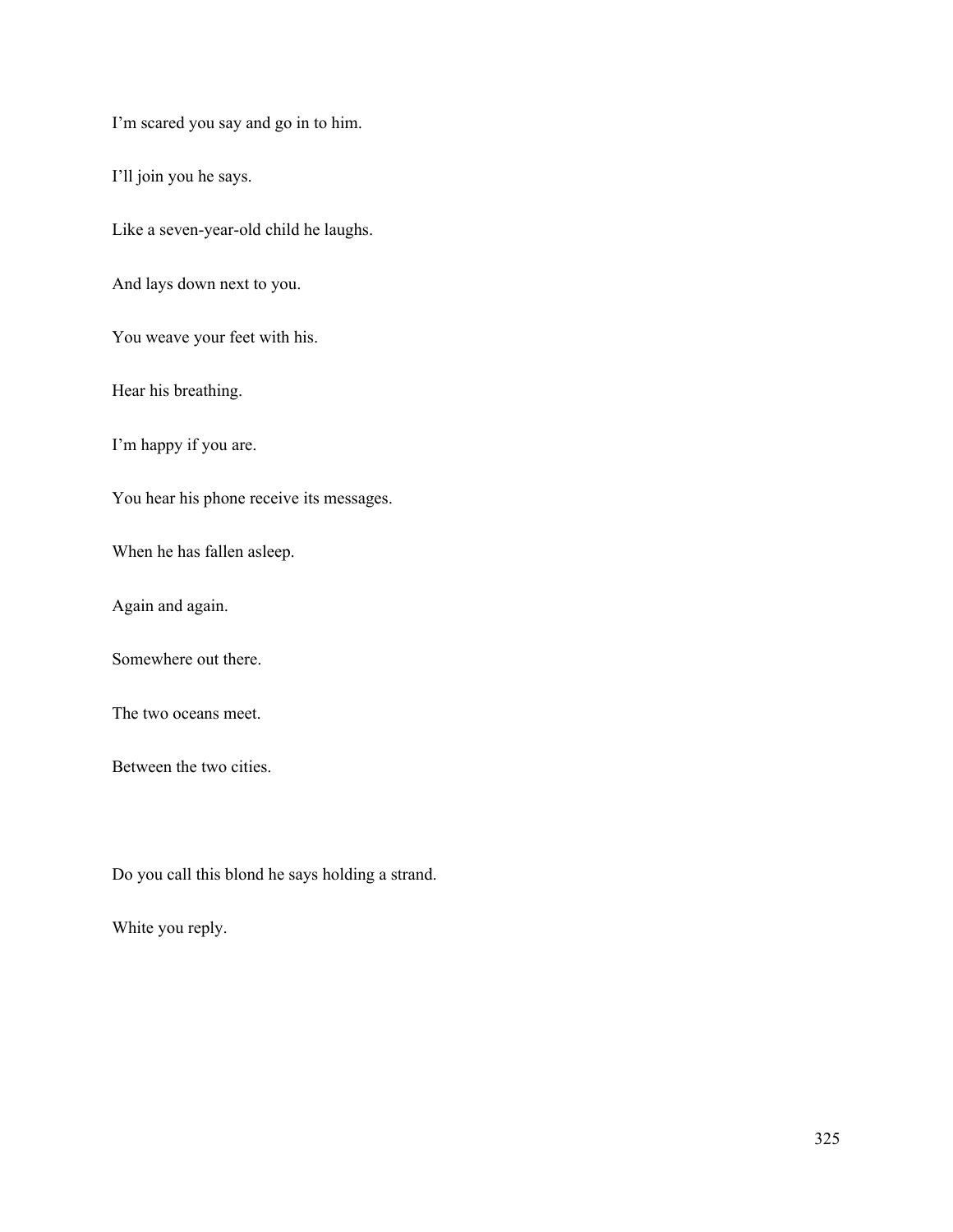I'm scared you say and go in to him.

I'll join you he says.

Like a seven-year-old child he laughs.

And lays down next to you.

You weave your feet with his.

Hear his breathing.

I'm happy if you are.

You hear his phone receive its messages.

When he has fallen asleep.

Again and again.

Somewhere out there.

The two oceans meet.

Between the two cities.

Do you call this blond he says holding a strand.

White you reply.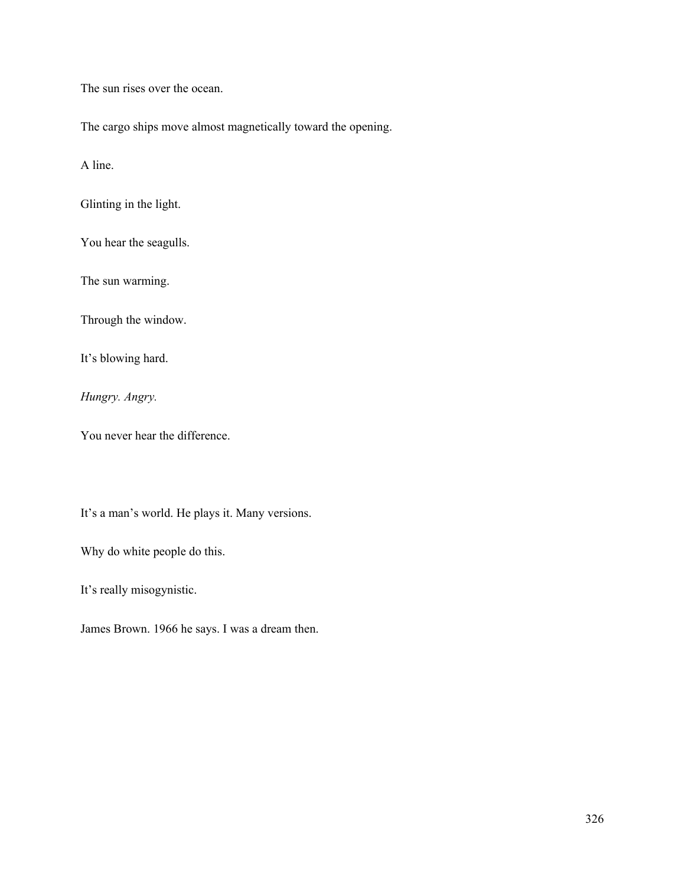The sun rises over the ocean.

The cargo ships move almost magnetically toward the opening.

A line.

Glinting in the light.

You hear the seagulls.

The sun warming.

Through the window.

It's blowing hard.

*Hungry. Angry.*

You never hear the difference.

It's a man's world. He plays it. Many versions.

Why do white people do this.

It's really misogynistic.

James Brown. 1966 he says. I was a dream then.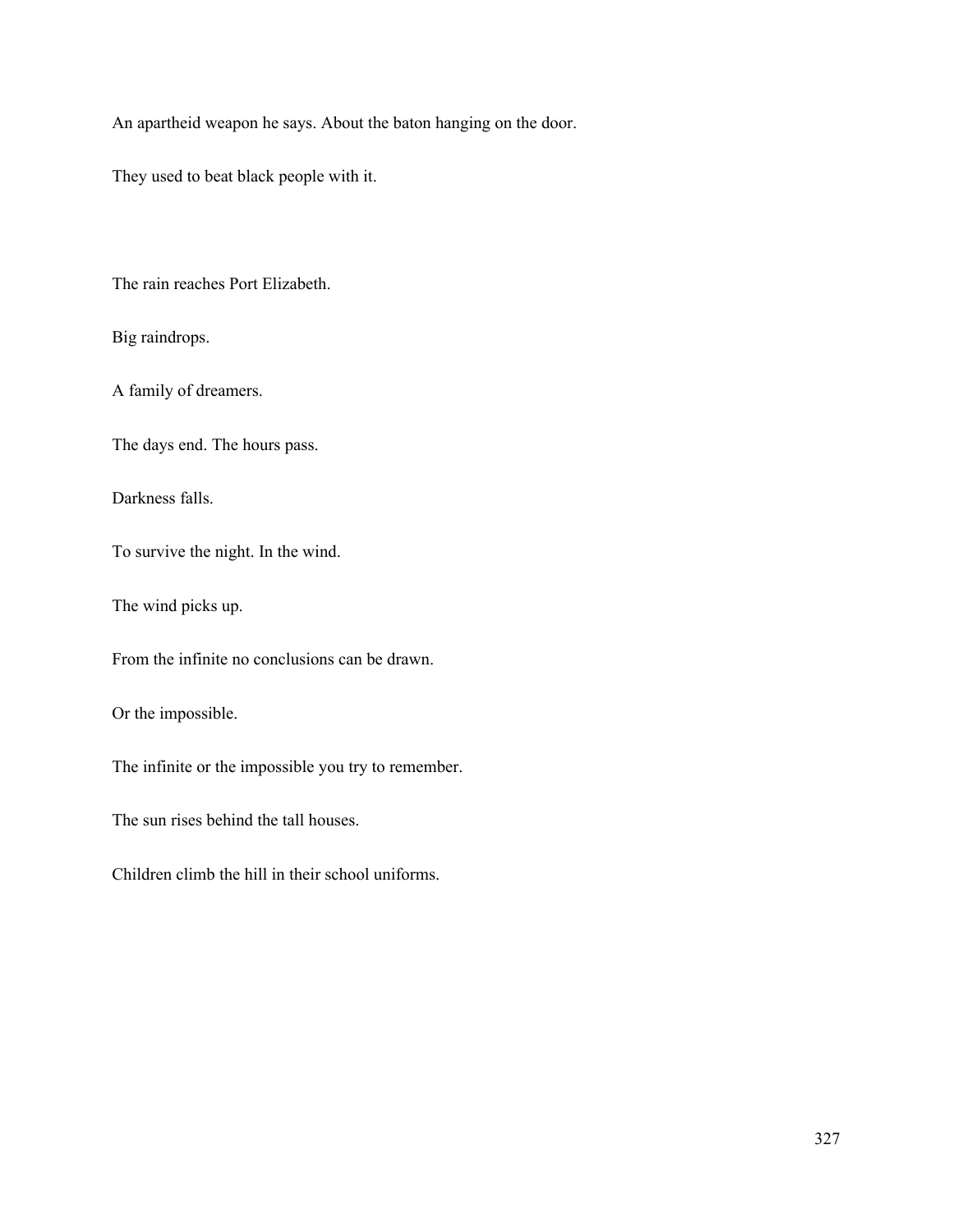An apartheid weapon he says. About the baton hanging on the door.

They used to beat black people with it.

The rain reaches Port Elizabeth.

Big raindrops.

A family of dreamers.

The days end. The hours pass.

Darkness falls.

To survive the night. In the wind.

The wind picks up.

From the infinite no conclusions can be drawn.

Or the impossible.

The infinite or the impossible you try to remember.

The sun rises behind the tall houses.

Children climb the hill in their school uniforms.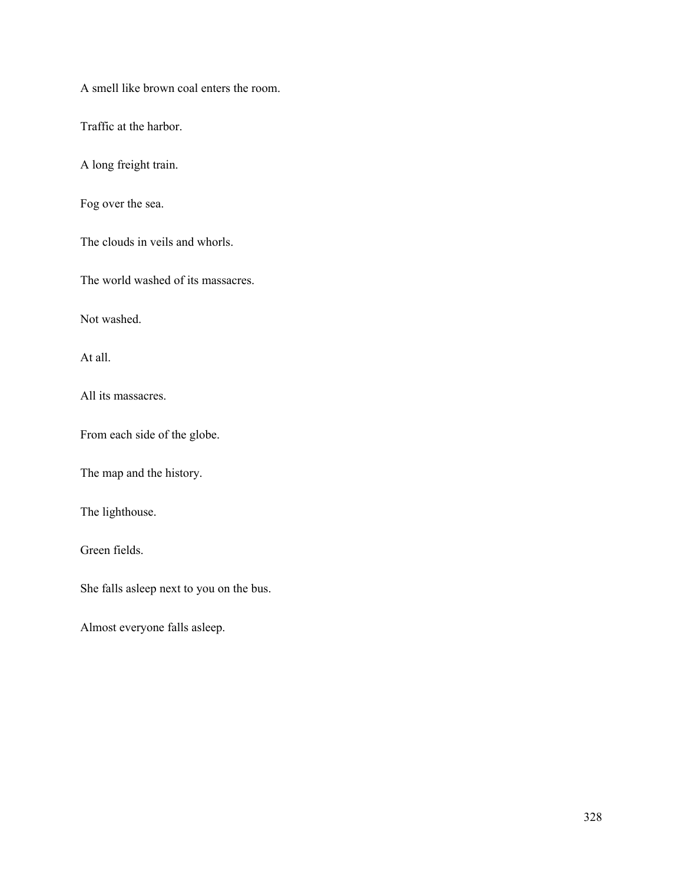A smell like brown coal enters the room.

Traffic at the harbor.

A long freight train.

Fog over the sea.

The clouds in veils and whorls.

The world washed of its massacres.

Not washed.

At all.

All its massacres.

From each side of the globe.

The map and the history.

The lighthouse.

Green fields.

She falls asleep next to you on the bus.

Almost everyone falls asleep.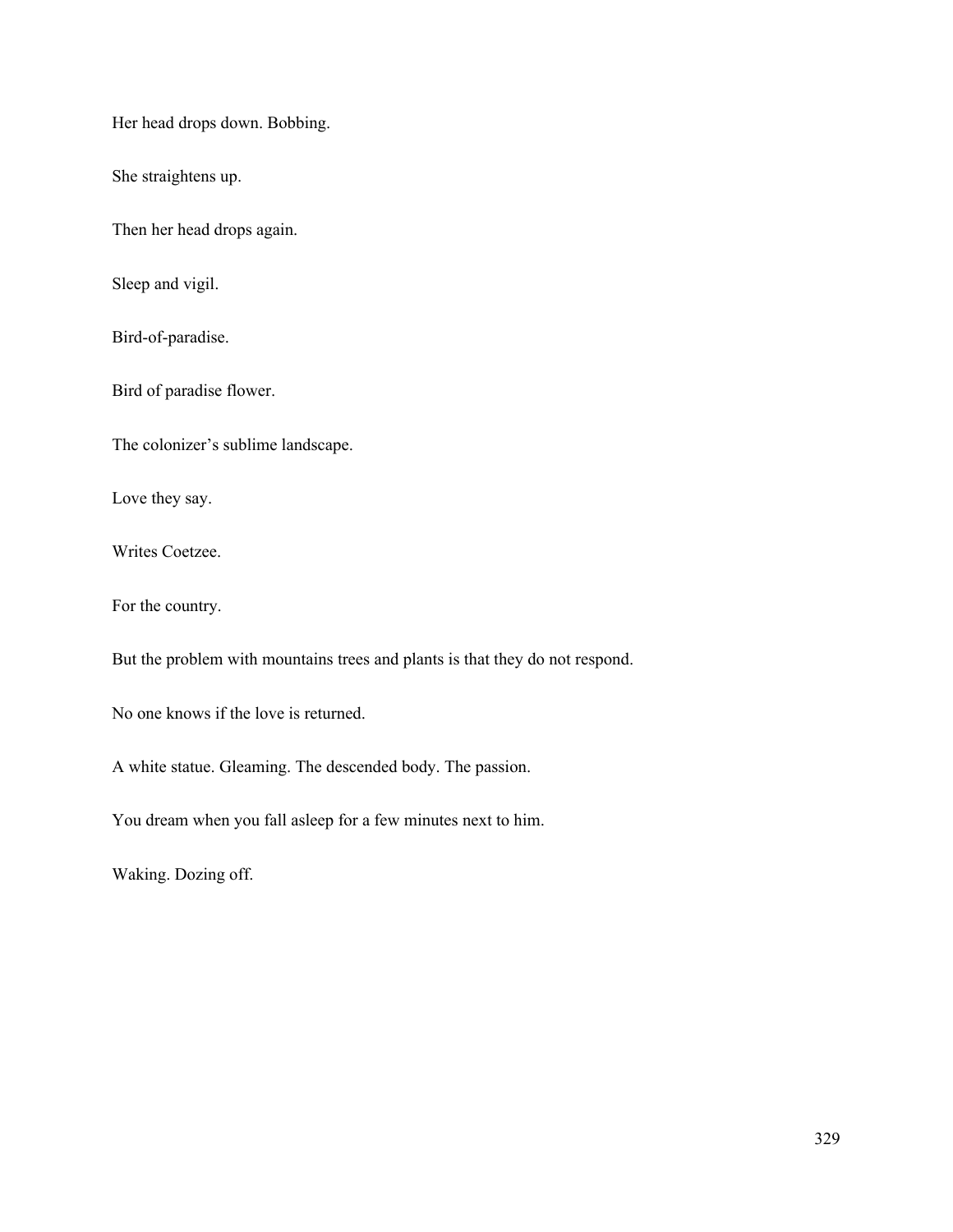Her head drops down. Bobbing.

She straightens up.

Then her head drops again.

Sleep and vigil.

Bird-of-paradise.

Bird of paradise flower.

The colonizer's sublime landscape.

Love they say.

Writes Coetzee.

For the country.

But the problem with mountains trees and plants is that they do not respond.

No one knows if the love is returned.

A white statue. Gleaming. The descended body. The passion.

You dream when you fall asleep for a few minutes next to him.

Waking. Dozing off.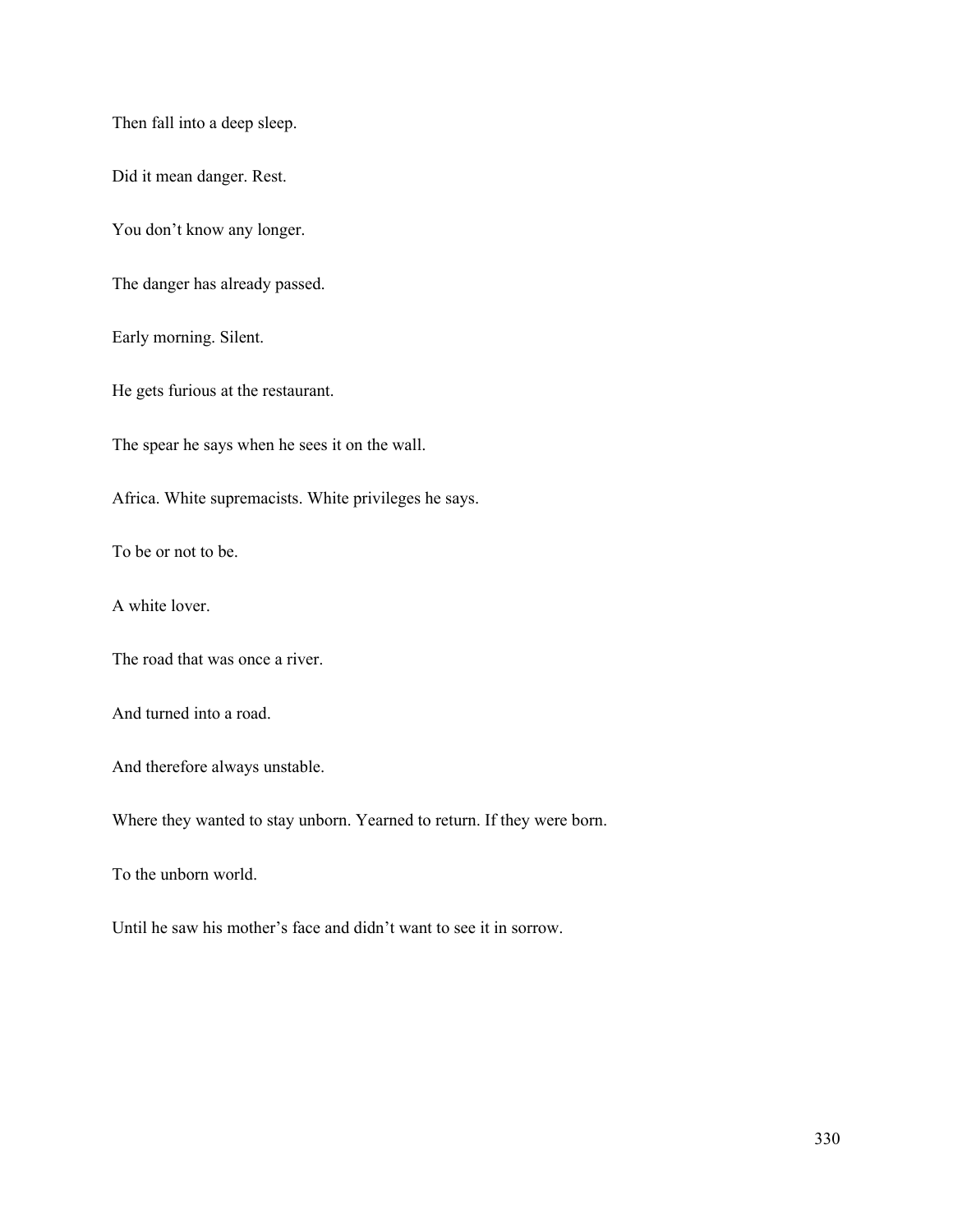Then fall into a deep sleep.

Did it mean danger. Rest.

You don't know any longer.

The danger has already passed.

Early morning. Silent.

He gets furious at the restaurant.

The spear he says when he sees it on the wall.

Africa. White supremacists. White privileges he says.

To be or not to be.

A white lover.

The road that was once a river.

And turned into a road.

And therefore always unstable.

Where they wanted to stay unborn. Yearned to return. If they were born.

To the unborn world.

Until he saw his mother's face and didn't want to see it in sorrow.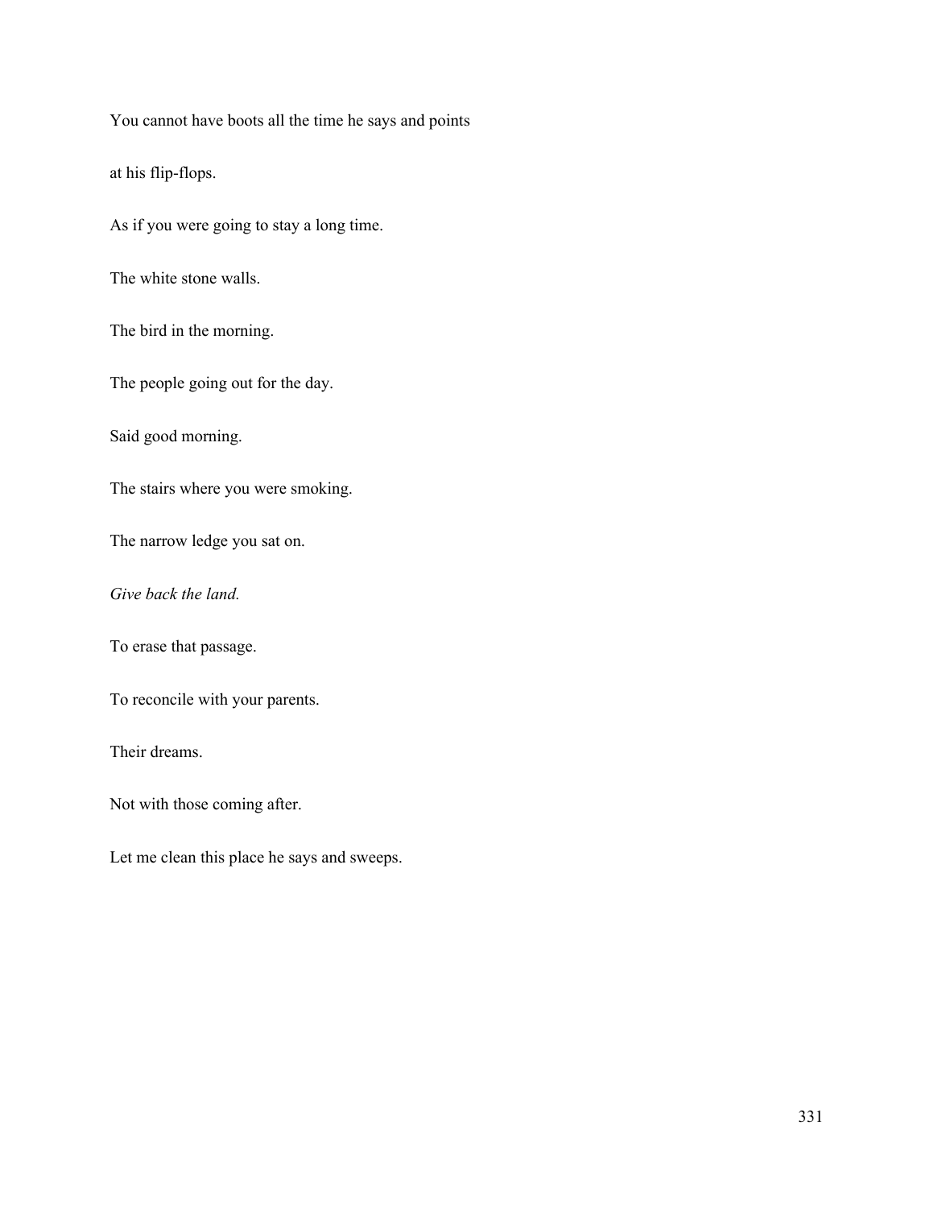You cannot have boots all the time he says and points

at his flip-flops.

As if you were going to stay a long time.

The white stone walls.

The bird in the morning.

The people going out for the day.

Said good morning.

The stairs where you were smoking.

The narrow ledge you sat on.

*Give back the land.*

To erase that passage.

To reconcile with your parents.

Their dreams.

Not with those coming after.

Let me clean this place he says and sweeps.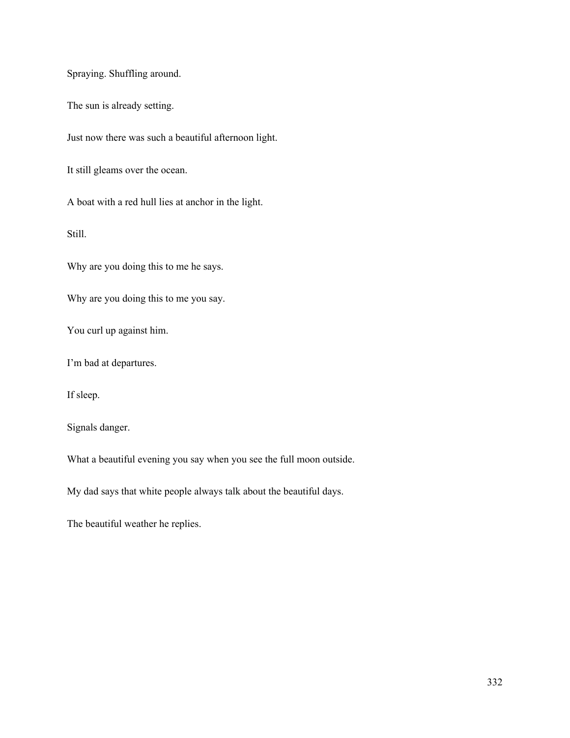Spraying. Shuffling around.

The sun is already setting.

Just now there was such a beautiful afternoon light.

It still gleams over the ocean.

A boat with a red hull lies at anchor in the light.

Still.

Why are you doing this to me he says.

Why are you doing this to me you say.

You curl up against him.

I'm bad at departures.

If sleep.

Signals danger.

What a beautiful evening you say when you see the full moon outside.

My dad says that white people always talk about the beautiful days.

The beautiful weather he replies.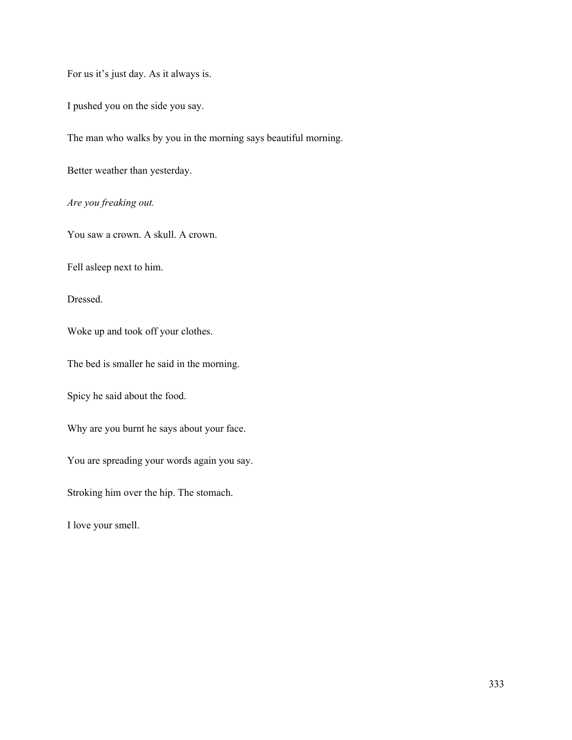For us it's just day. As it always is.

I pushed you on the side you say.

The man who walks by you in the morning says beautiful morning.

Better weather than yesterday.

*Are you freaking out.*

You saw a crown. A skull. A crown.

Fell asleep next to him.

Dressed.

Woke up and took off your clothes.

The bed is smaller he said in the morning.

Spicy he said about the food.

Why are you burnt he says about your face.

You are spreading your words again you say.

Stroking him over the hip. The stomach.

I love your smell.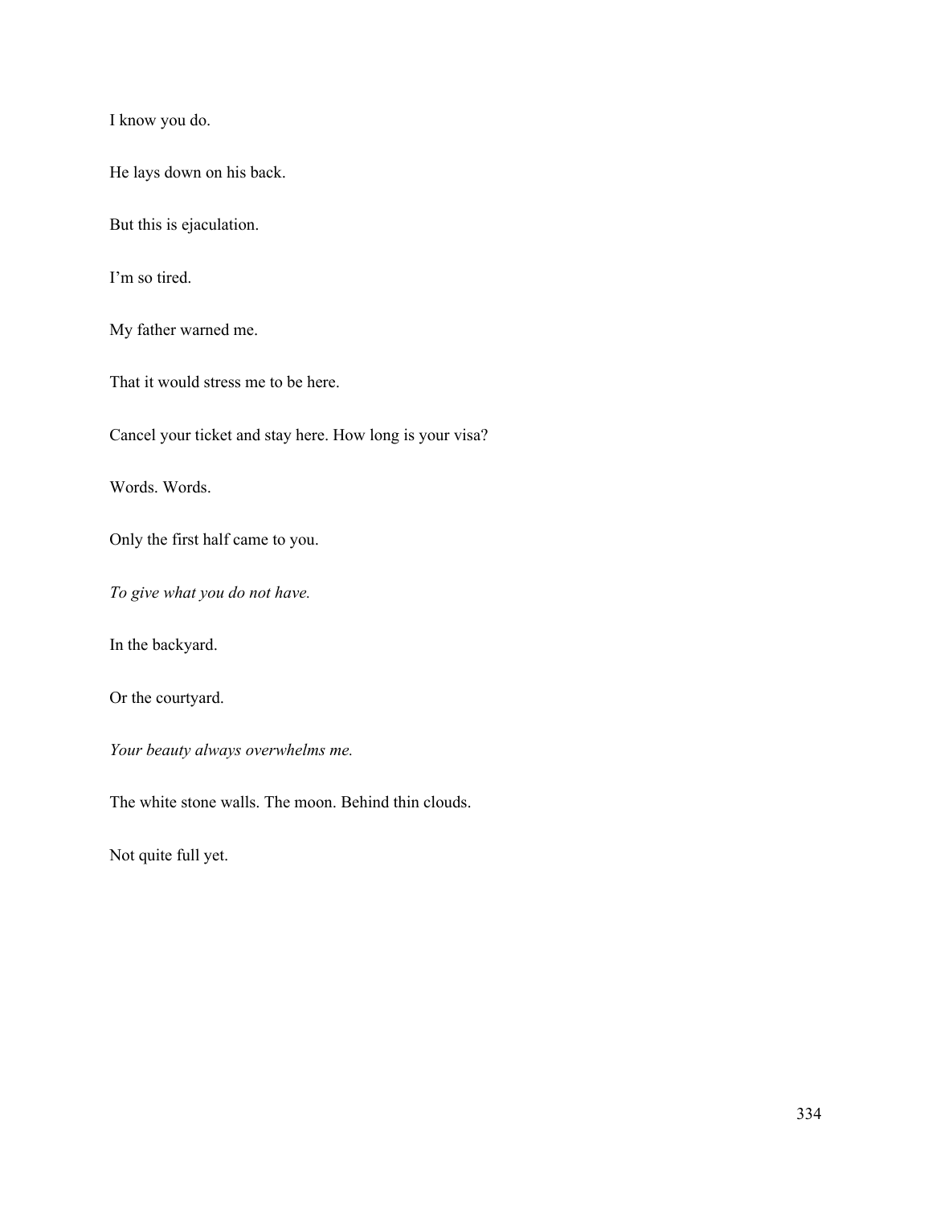I know you do.

He lays down on his back.

But this is ejaculation.

I'm so tired.

My father warned me.

That it would stress me to be here.

Cancel your ticket and stay here. How long is your visa?

Words. Words.

Only the first half came to you.

*To give what you do not have.*

In the backyard.

Or the courtyard.

*Your beauty always overwhelms me.*

The white stone walls. The moon. Behind thin clouds.

Not quite full yet.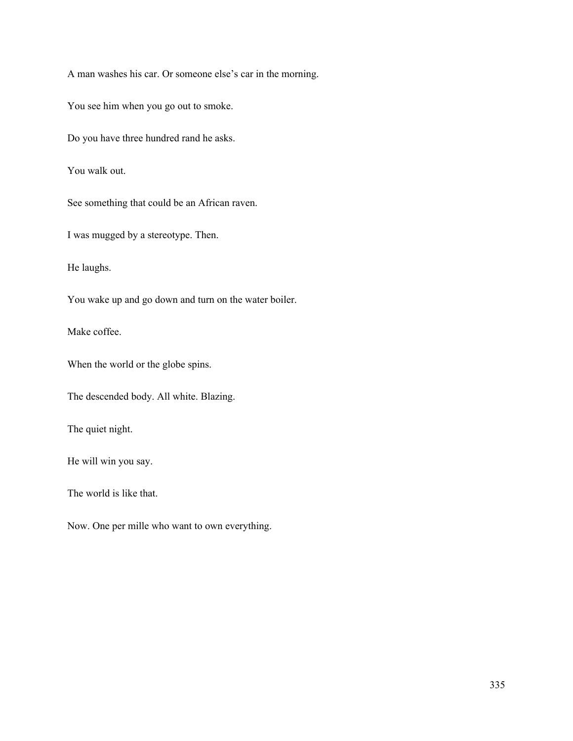A man washes his car. Or someone else's car in the morning.

You see him when you go out to smoke.

Do you have three hundred rand he asks.

You walk out.

See something that could be an African raven.

I was mugged by a stereotype. Then.

He laughs.

You wake up and go down and turn on the water boiler.

Make coffee.

When the world or the globe spins.

The descended body. All white. Blazing.

The quiet night.

He will win you say.

The world is like that.

Now. One per mille who want to own everything.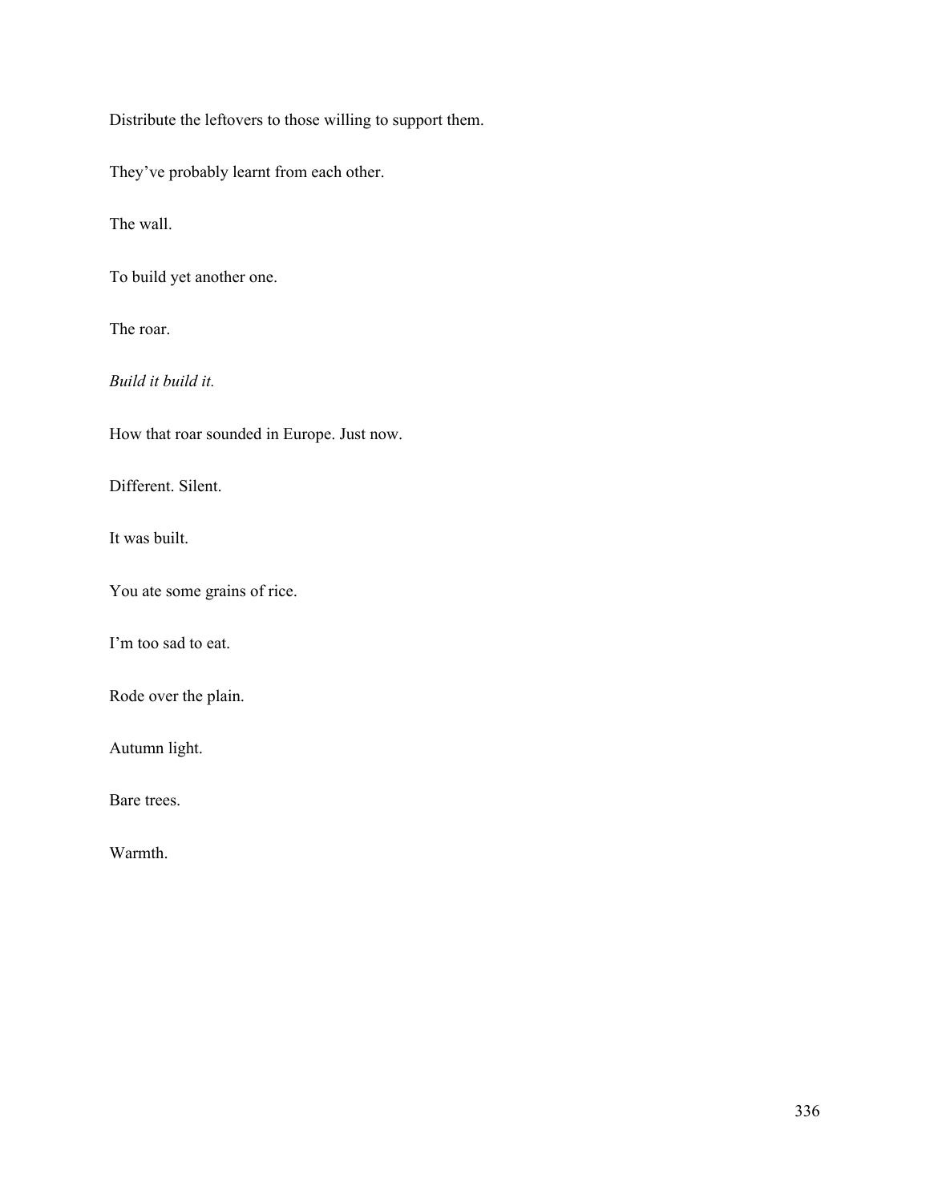Distribute the leftovers to those willing to support them.

They've probably learnt from each other.

The wall.

To build yet another one.

The roar.

*Build it build it.*

How that roar sounded in Europe. Just now.

Different. Silent.

It was built.

You ate some grains of rice.

I'm too sad to eat.

Rode over the plain.

Autumn light.

Bare trees.

Warmth.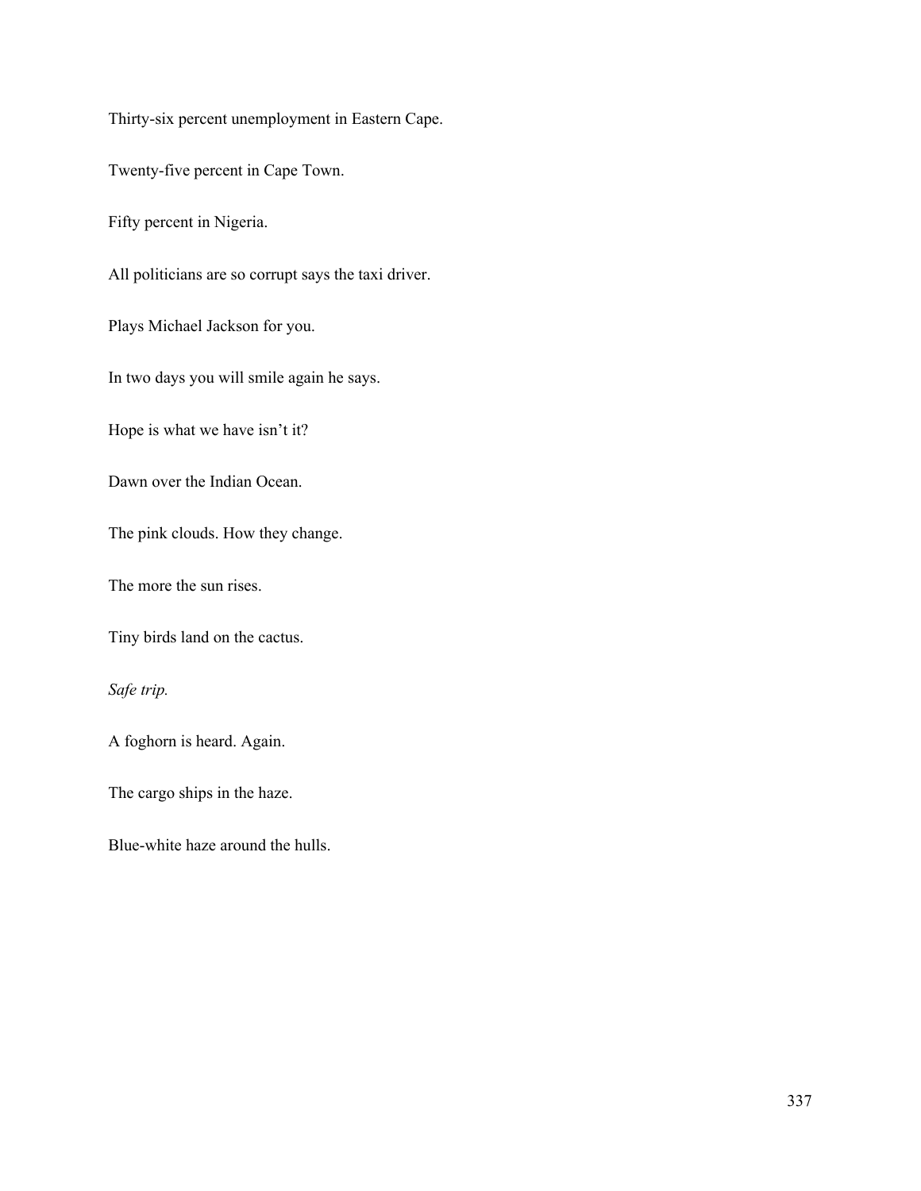Thirty-six percent unemployment in Eastern Cape.

Twenty-five percent in Cape Town.

Fifty percent in Nigeria.

All politicians are so corrupt says the taxi driver.

Plays Michael Jackson for you.

In two days you will smile again he says.

Hope is what we have isn't it?

Dawn over the Indian Ocean.

The pink clouds. How they change.

The more the sun rises.

Tiny birds land on the cactus.

*Safe trip.*

A foghorn is heard. Again.

The cargo ships in the haze.

Blue-white haze around the hulls.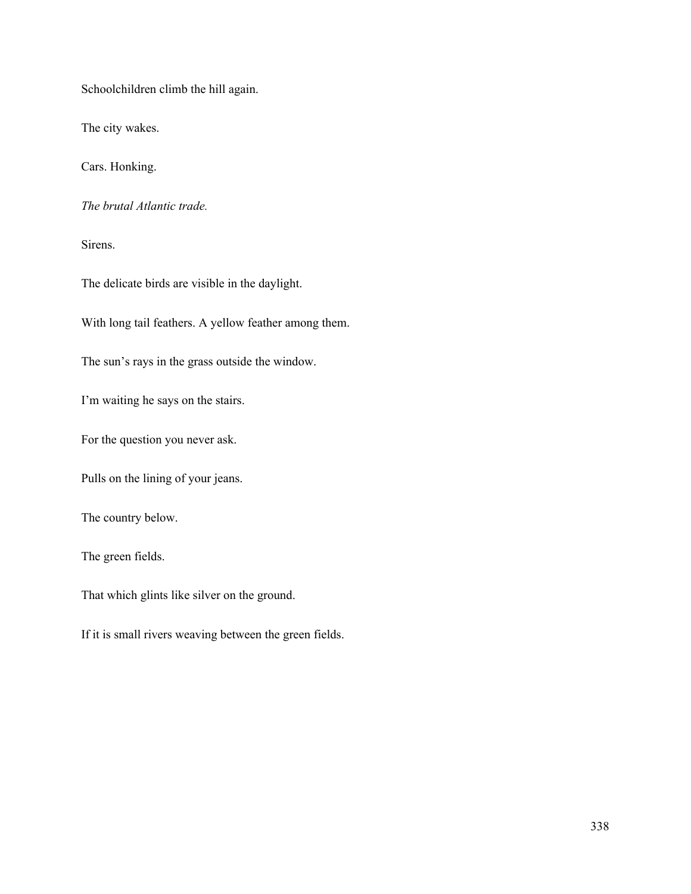Schoolchildren climb the hill again.

The city wakes.

Cars. Honking.

*The brutal Atlantic trade.*

Sirens.

The delicate birds are visible in the daylight.

With long tail feathers. A yellow feather among them.

The sun's rays in the grass outside the window.

I'm waiting he says on the stairs.

For the question you never ask.

Pulls on the lining of your jeans.

The country below.

The green fields.

That which glints like silver on the ground.

If it is small rivers weaving between the green fields.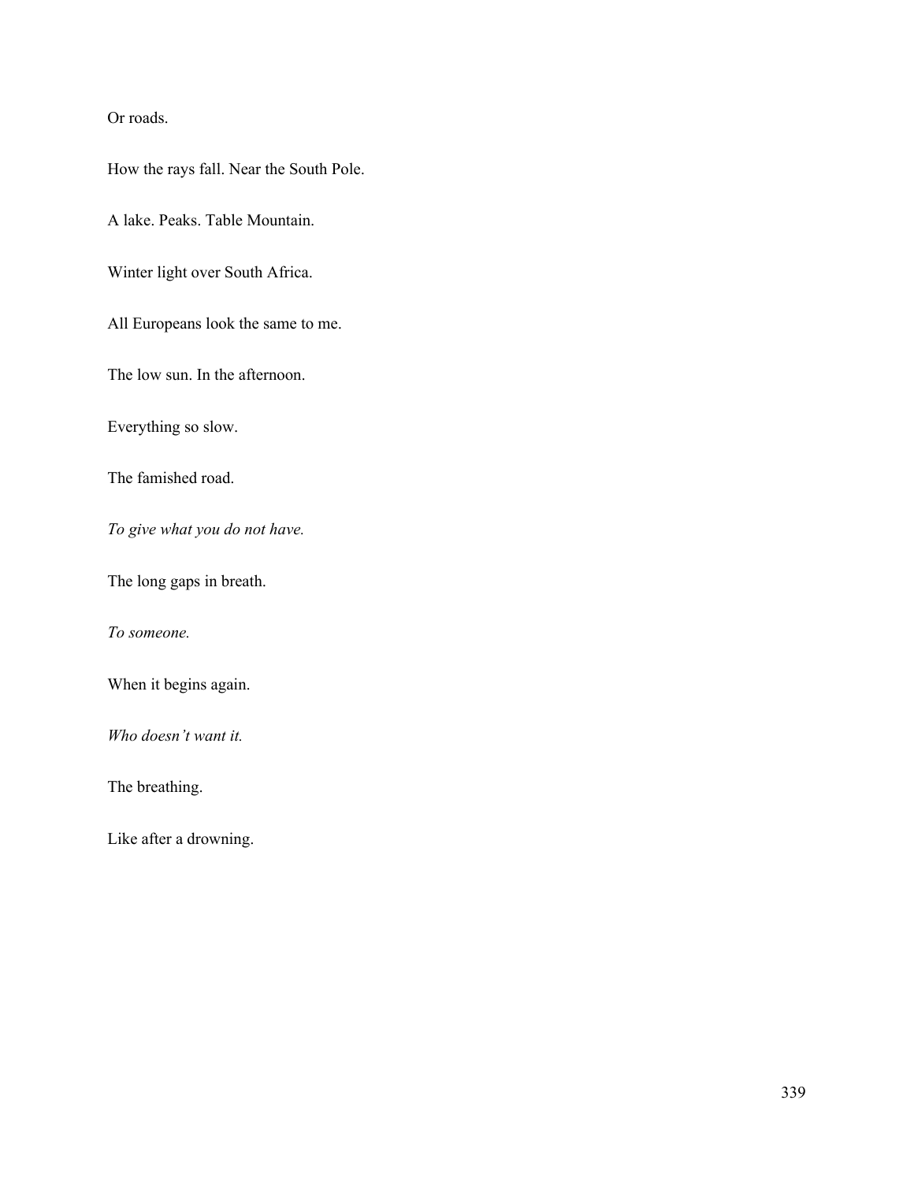Or roads.

How the rays fall. Near the South Pole.

A lake. Peaks. Table Mountain.

Winter light over South Africa.

All Europeans look the same to me.

The low sun. In the afternoon.

Everything so slow.

The famished road.

*To give what you do not have.*

The long gaps in breath.

*To someone.*

When it begins again.

*Who doesn't want it.*

The breathing.

Like after a drowning.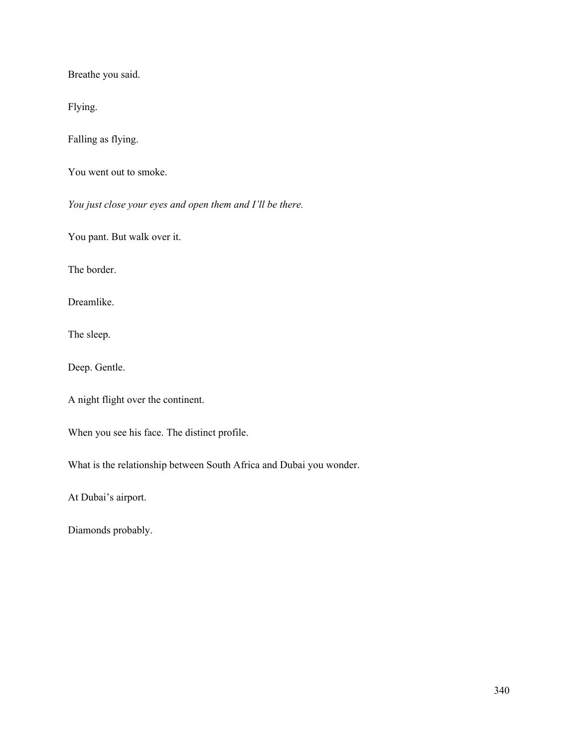Breathe you said.

Flying.

Falling as flying.

You went out to smoke.

*You just close your eyes and open them and I'll be there.*

You pant. But walk over it.

The border.

Dreamlike.

The sleep.

Deep. Gentle.

A night flight over the continent.

When you see his face. The distinct profile.

What is the relationship between South Africa and Dubai you wonder.

At Dubai's airport.

Diamonds probably.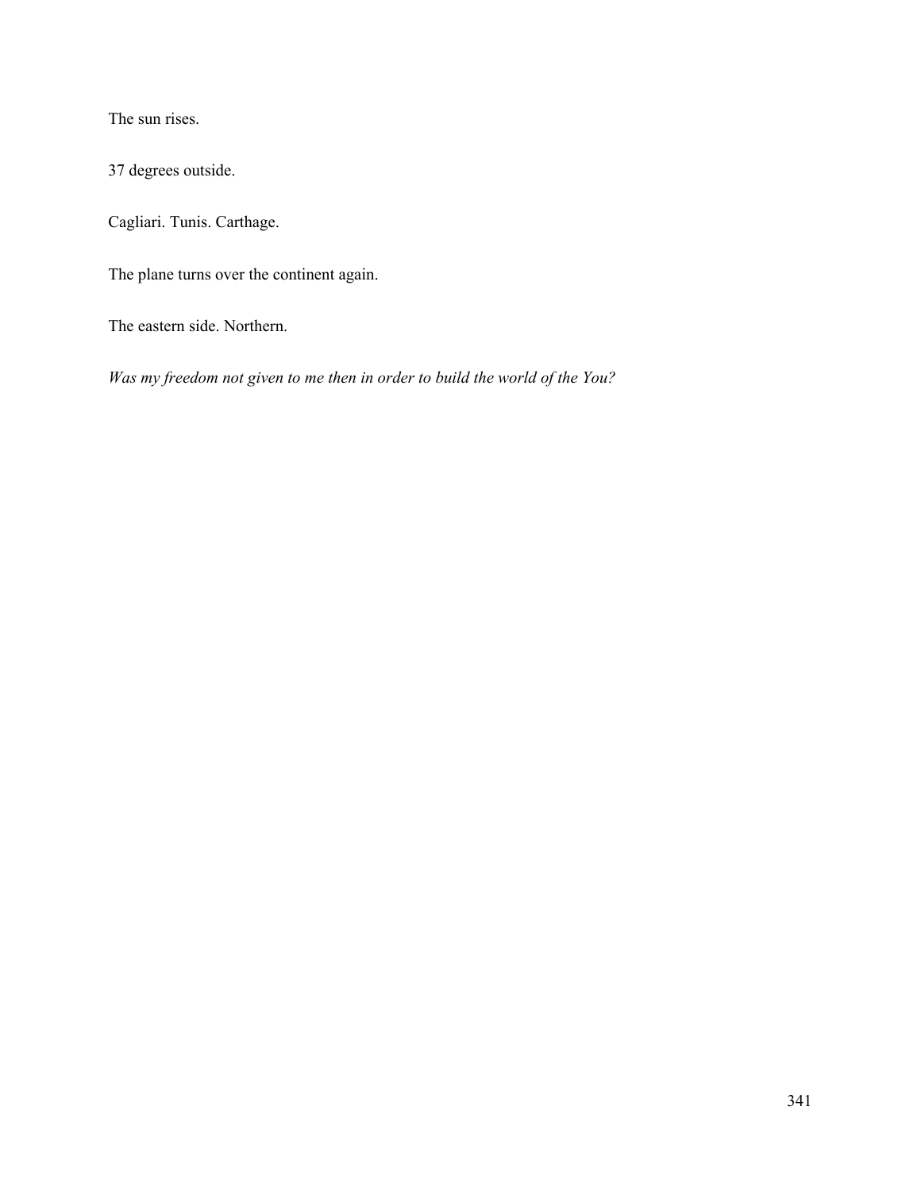The sun rises.

37 degrees outside.

Cagliari. Tunis. Carthage.

The plane turns over the continent again.

The eastern side. Northern.

*Was my freedom not given to me then in order to build the world of the You?*